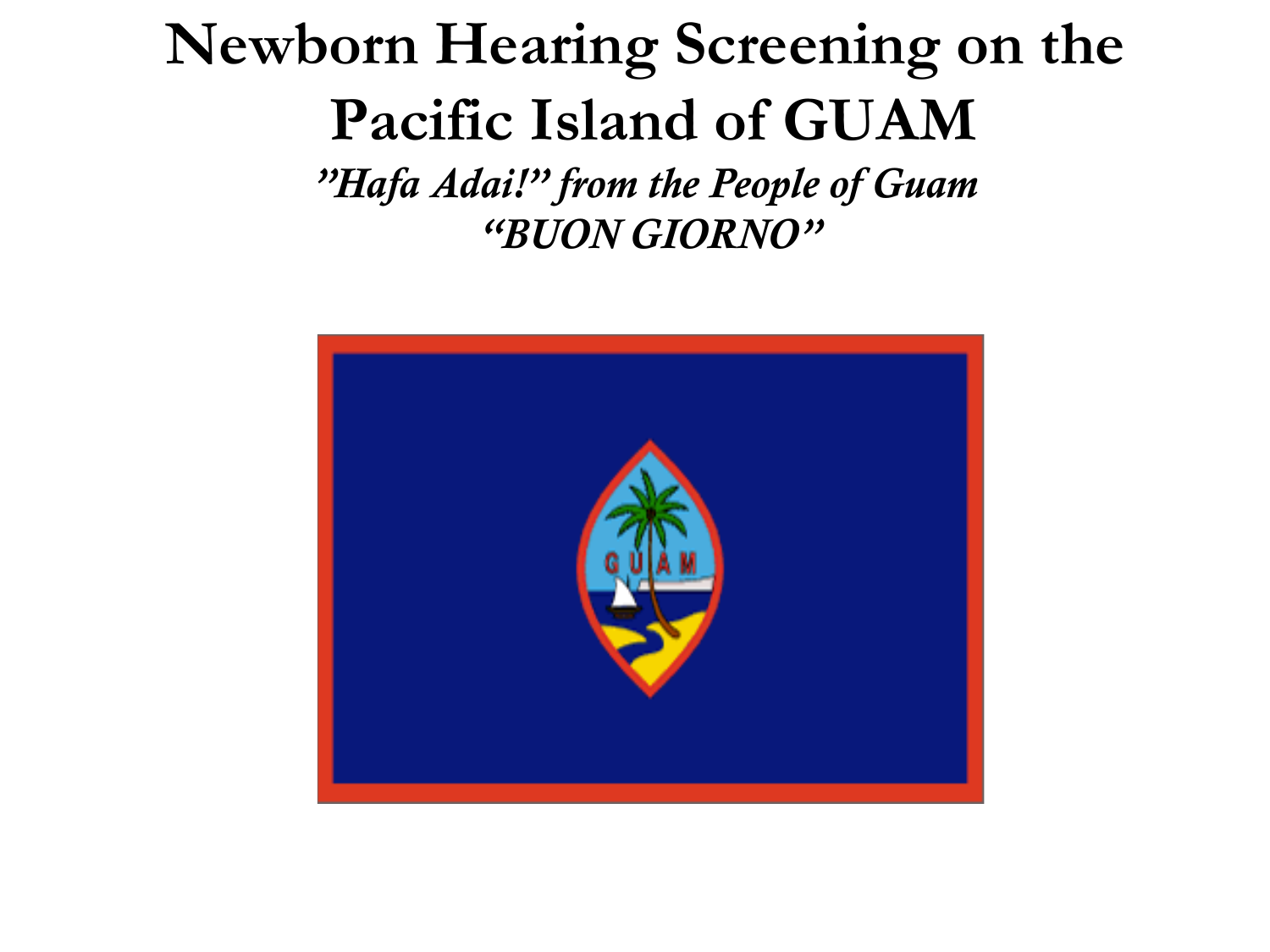# Newborn Hearing Screening on the Pacific Island of GUAM

*"Hafa Adai!" from the People of Guam*

*"BUON GIORNO"*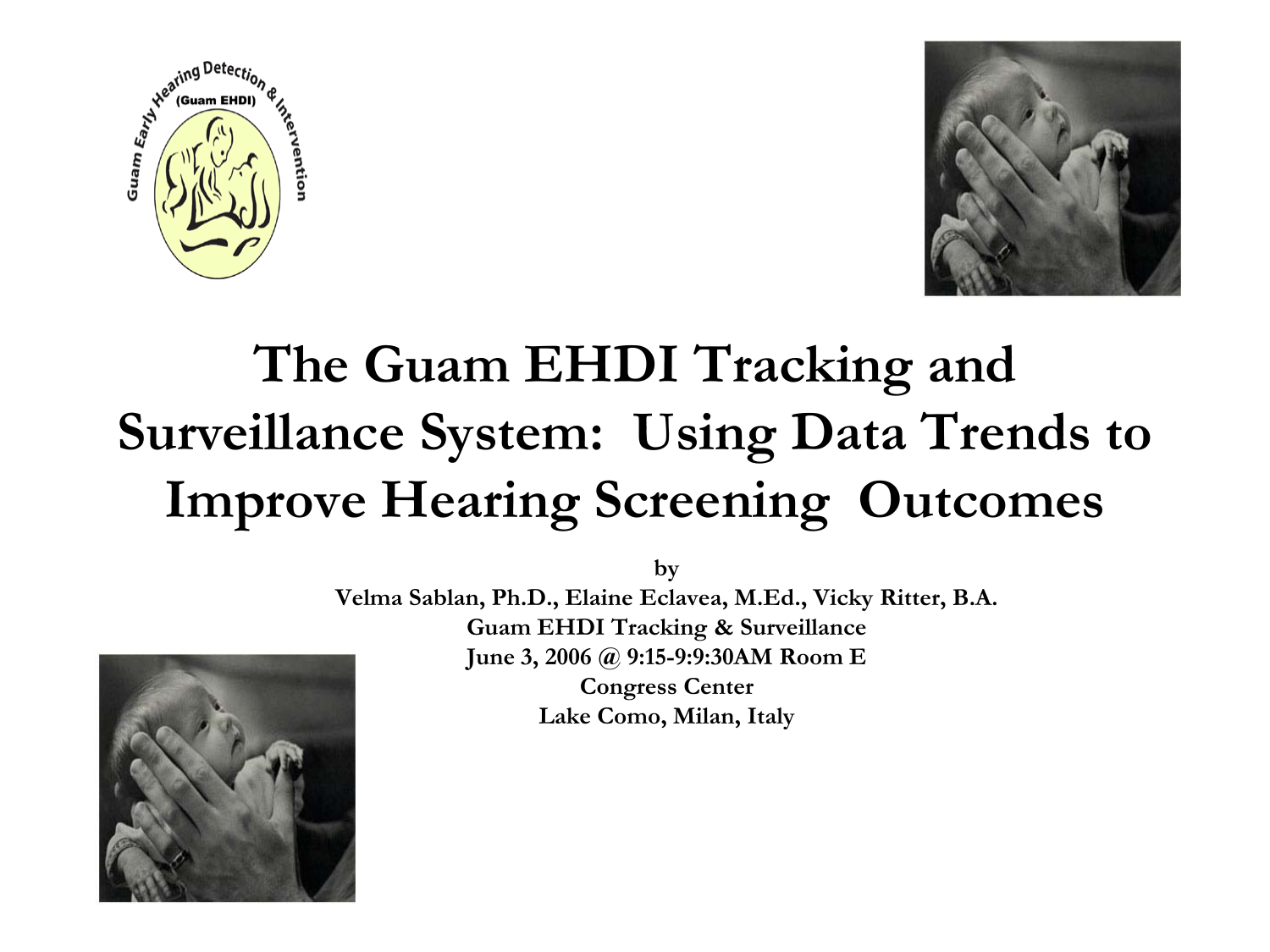# The Guam EHDI Tracking and Surveillance System: Using Data Trends to Improve Hearing Screening Outcomes

**by**

**Velma Sablan, Ph.D., Elaine Eclavea, M.Ed., Vicky Ritter, B.A.**

**Guam EHDI Tracking & Surveillance**

**June 3, 2006 @ 9:15-9:9:30AM Room E**

**Congress Center**

**Lake Como, Milan, Italy**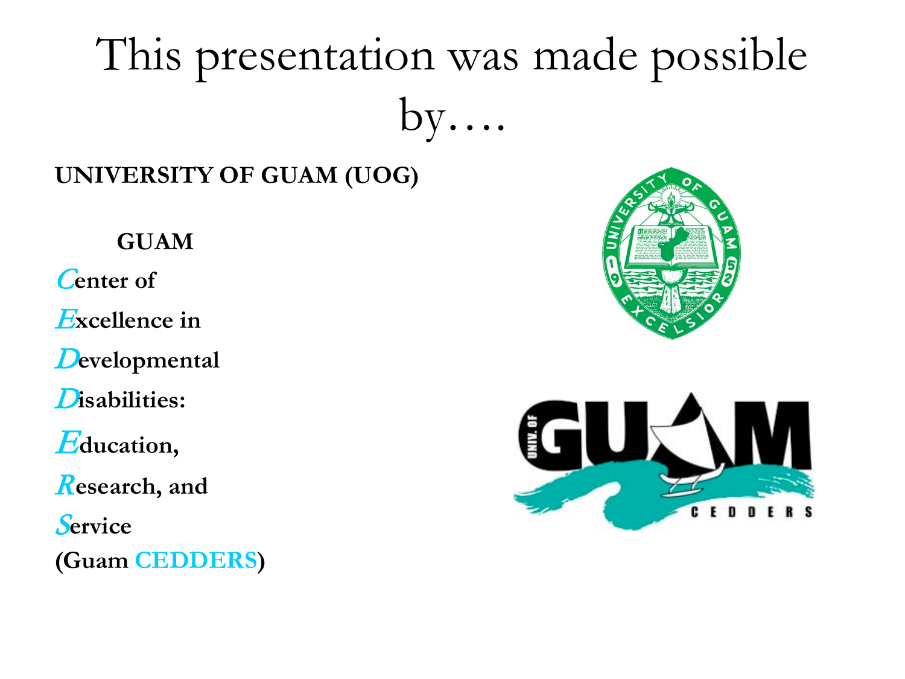# This presentation was made possible by….

**UNIVERSITY OF GUAM (UOG)**

**GUAM**

***C*enter of**

***E*xcellence in**

***D*evelopmental**

***D*isabilities:**

***E*ducation,**

***R*esearch, and**

***S*ervice**

**(Guam CEDDERS)**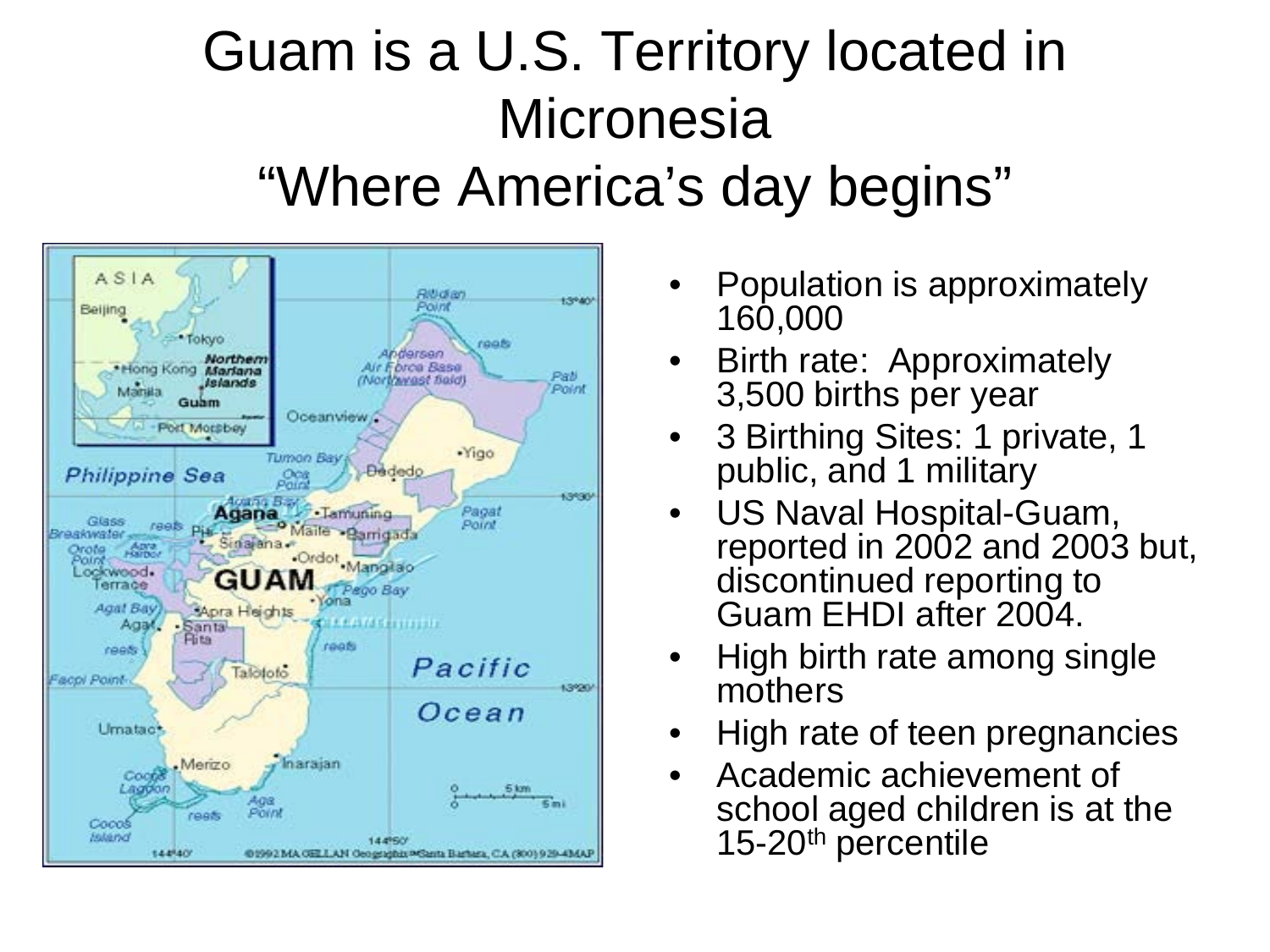# Guam is a U.S. Territory located in Micronesia "Where America's day begins"

- Population is approximately 160,000
- Birth rate: Approximately 3,500 births per year
- 3 Birthing Sites: 1 private, 1 public, and 1 military
- US Naval Hospital-Guam, reported in 2002 and 2003 but, discontinued reporting to Guam EHDI after 2004.
- High birth rate among single mothers
- High rate of teen pregnancies
- Academic achievement of school aged children is at the 15-20th percentile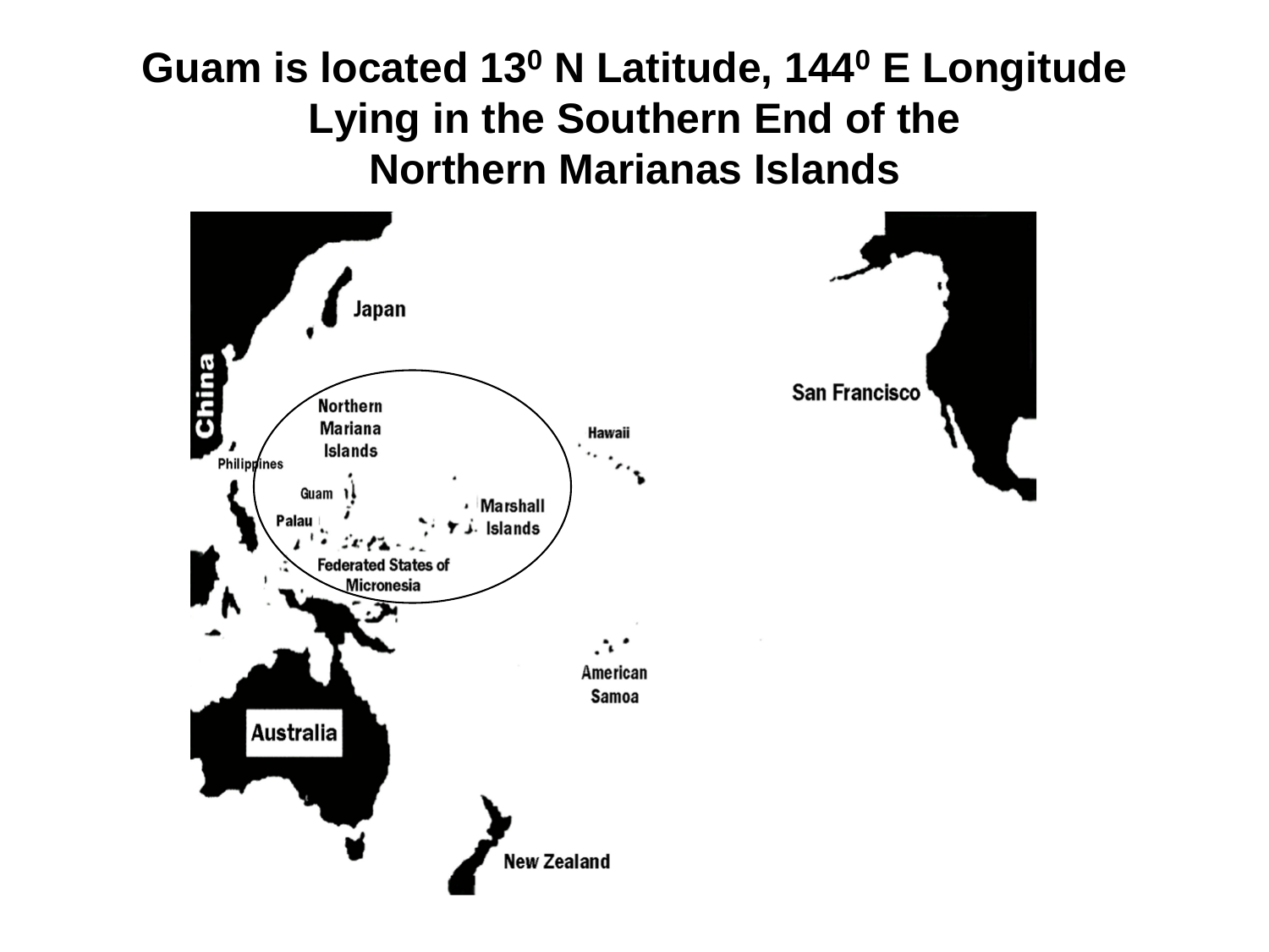# Guam is located $13^0$ N Latitude, $144^0$ E Longitude Lying in the Southern End of the Northern Marianas Islands

Japan

China

Northern Mariana Islands

Philippines

Guam

Palau

Marshall Islands

Federated States of Micronesia

Hawaii

San Francisco

American Samoa

Australia

New Zealand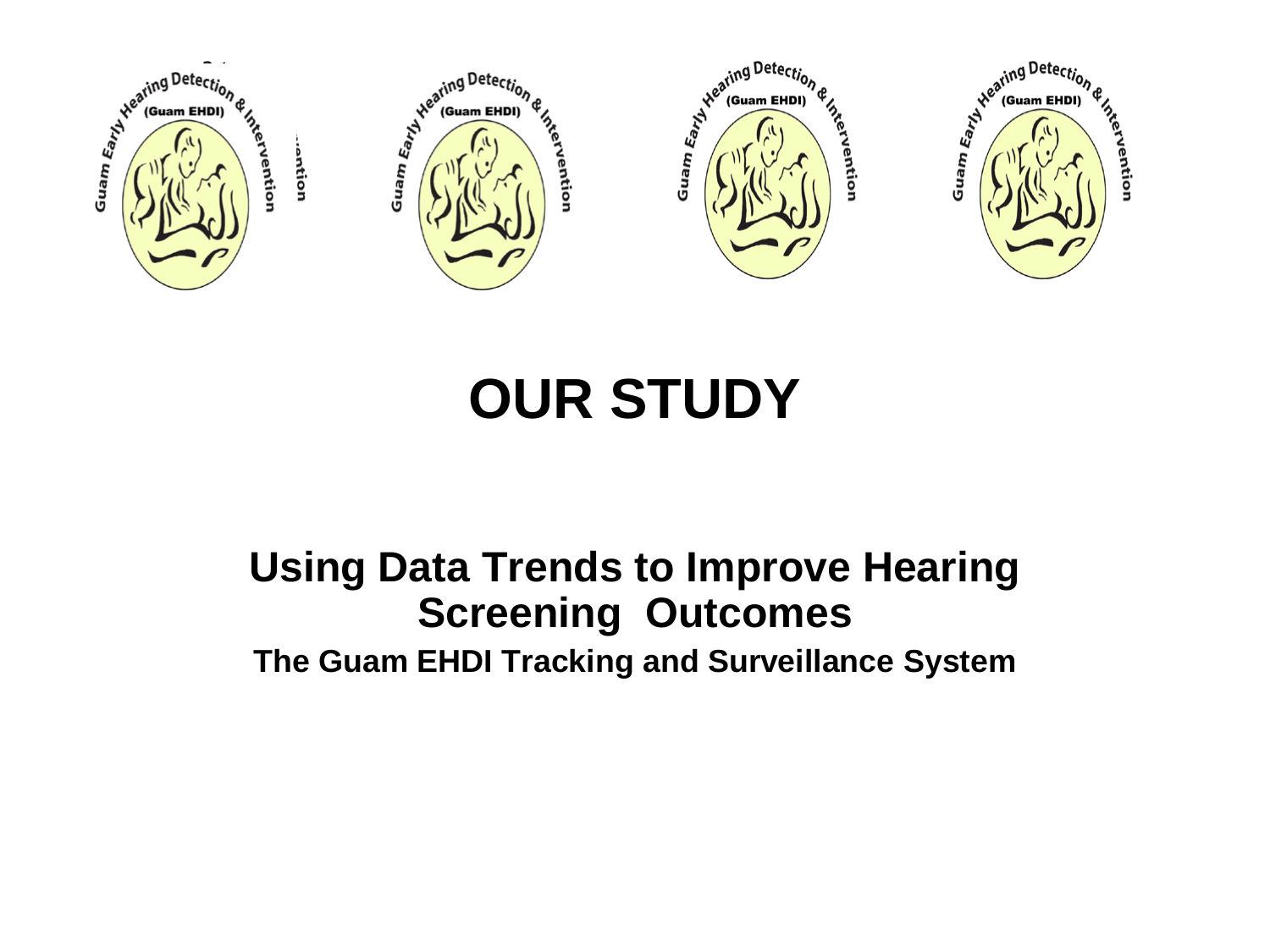# OUR STUDY

## Using Data Trends to Improve Hearing Screening Outcomes

### The Guam EHDI Tracking and Surveillance System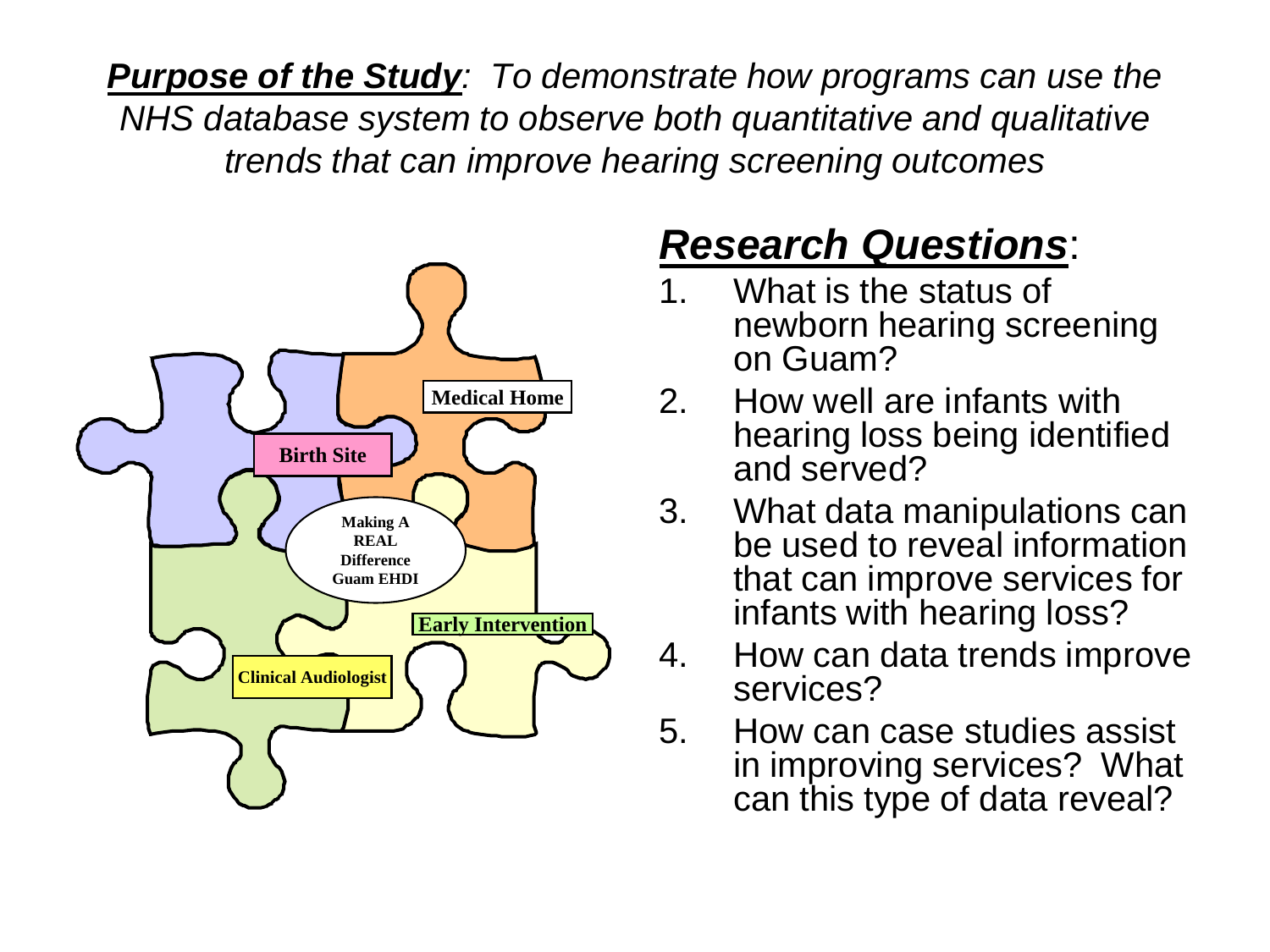***Purpose of the Study***: *To demonstrate how programs can use the NHS database system to observe both quantitative and qualitative trends that can improve hearing screening outcomes*

Medical Home

Birth Site

Making A REAL Difference Guam EHDI

Early Intervention

Clinical Audiologist

## ***Research Questions***:

1. What is the status of newborn hearing screening on Guam?
2. How well are infants with hearing loss being identified and served?
3. What data manipulations can be used to reveal information that can improve services for infants with hearing loss?
4. How can data trends improve services?
5. How can case studies assist in improving services? What can this type of data reveal?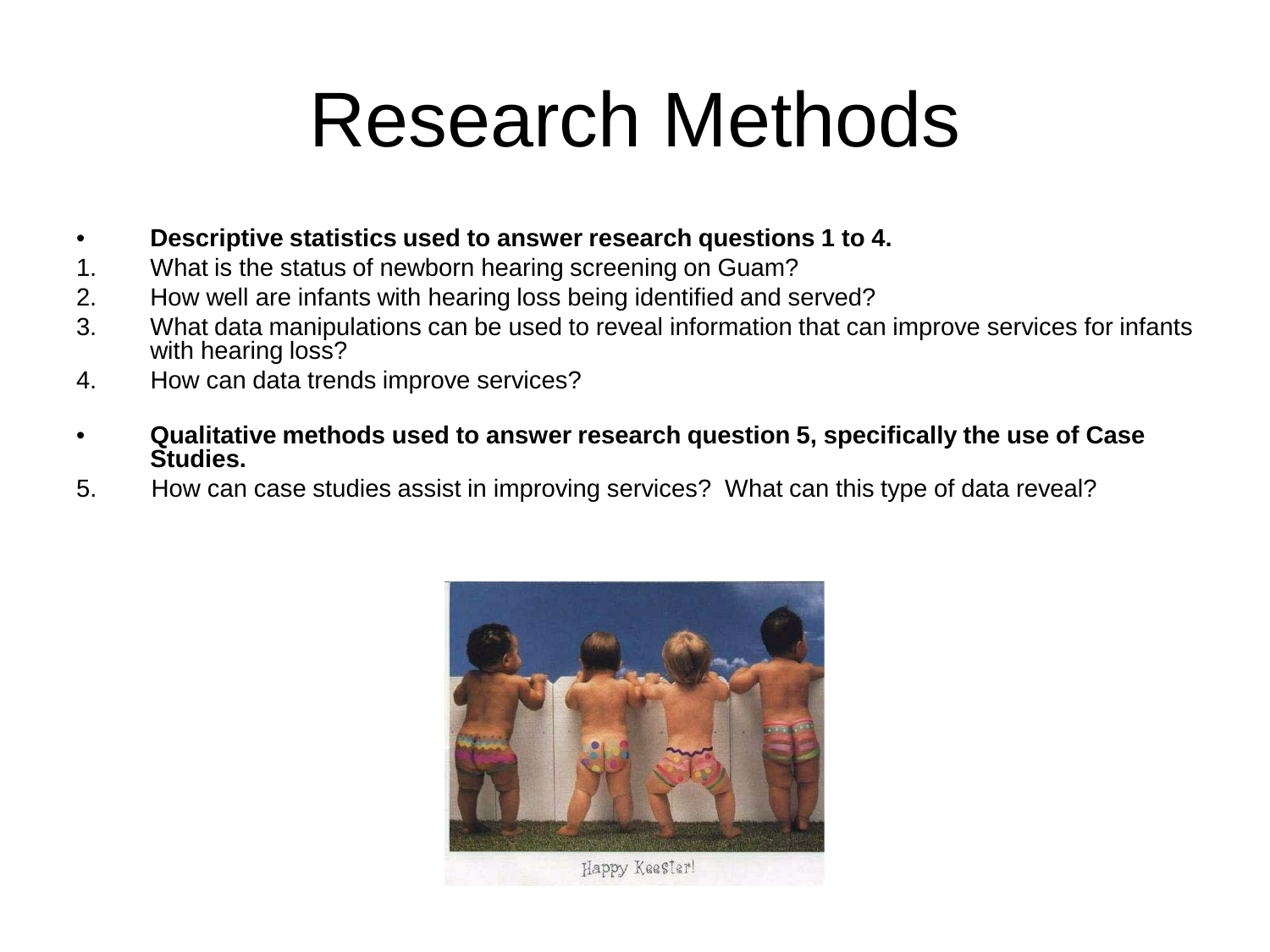# Research Methods

- **Descriptive statistics used to answer research questions 1 to 4.**

1. What is the status of newborn hearing screening on Guam?
2. How well are infants with hearing loss being identified and served?
3. What data manipulations can be used to reveal information that can improve services for infants with hearing loss?
4. How can data trends improve services?

- **Qualitative methods used to answer research question 5, specifically the use of Case Studies.**

5. How can case studies assist in improving services? What can this type of data reveal?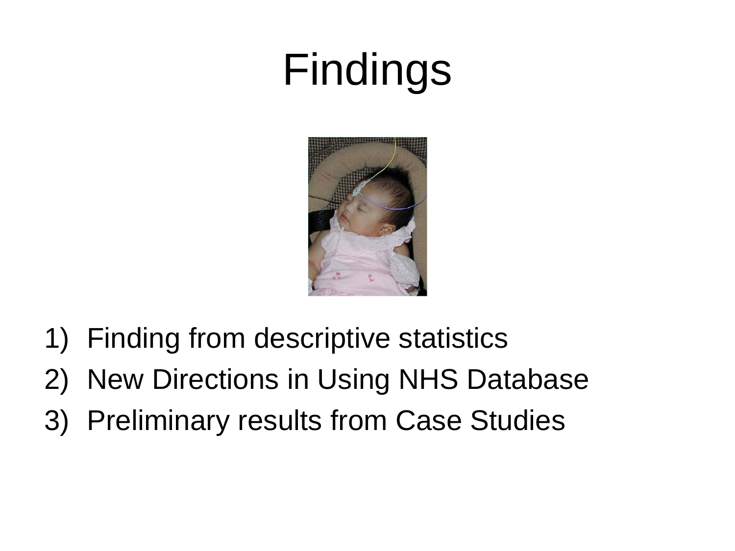# Findings

1) Finding from descriptive statistics
2) New Directions in Using NHS Database
3) Preliminary results from Case Studies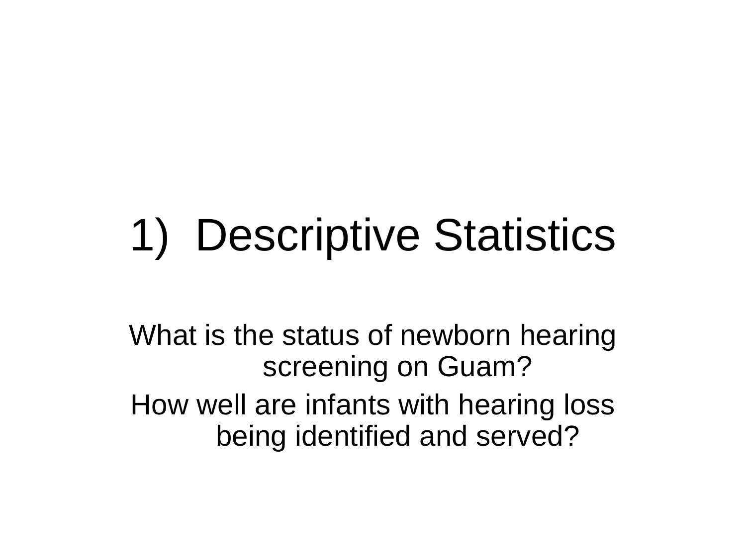# 1) Descriptive Statistics

What is the status of newborn hearing screening on Guam?

How well are infants with hearing loss being identified and served?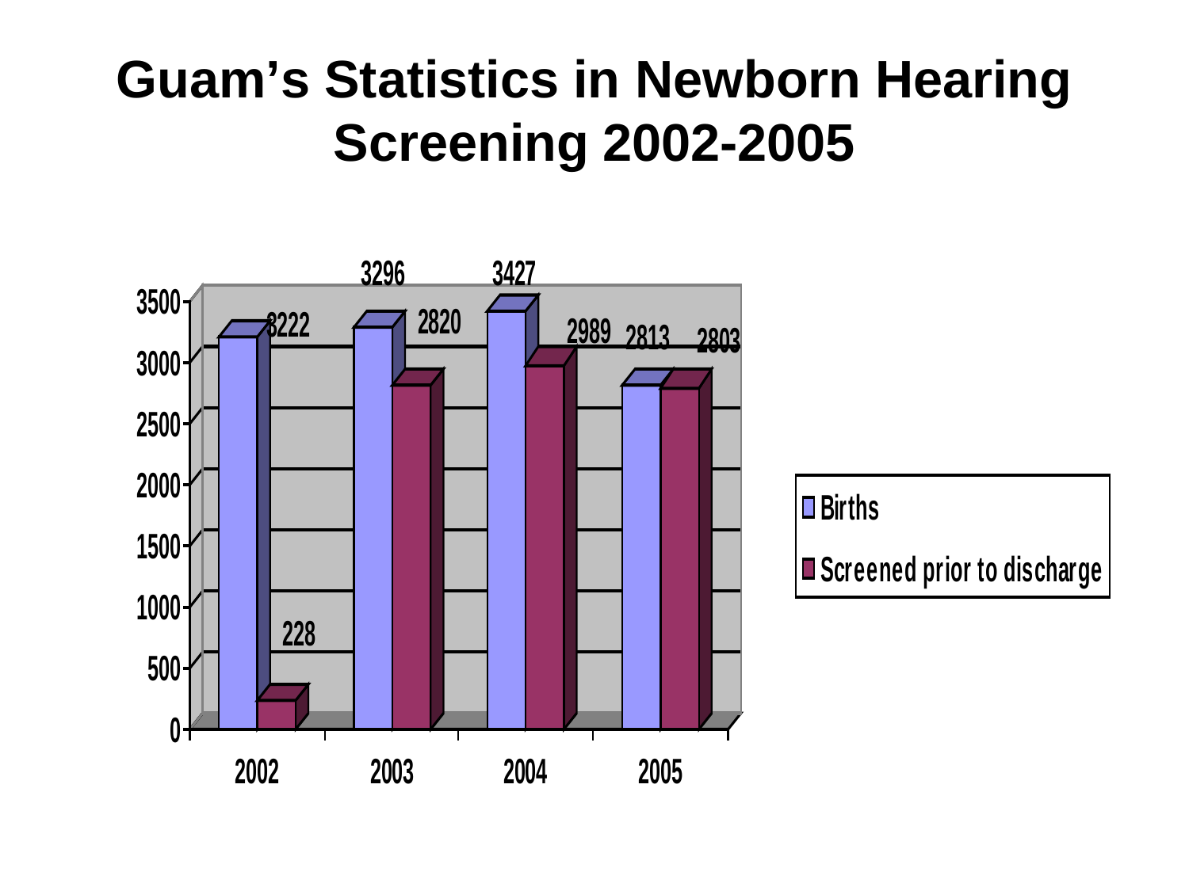# Guam's Statistics in Newborn Hearing Screening 2002-2005

| Year | Births | Screened prior to discharge |
|---|---|---|
| 2002 | 3222 | 228 |
| 2003 | 3296 | 2820 |
| 2004 | 3427 | 2989 |
| 2005 | 2813 | 2803 |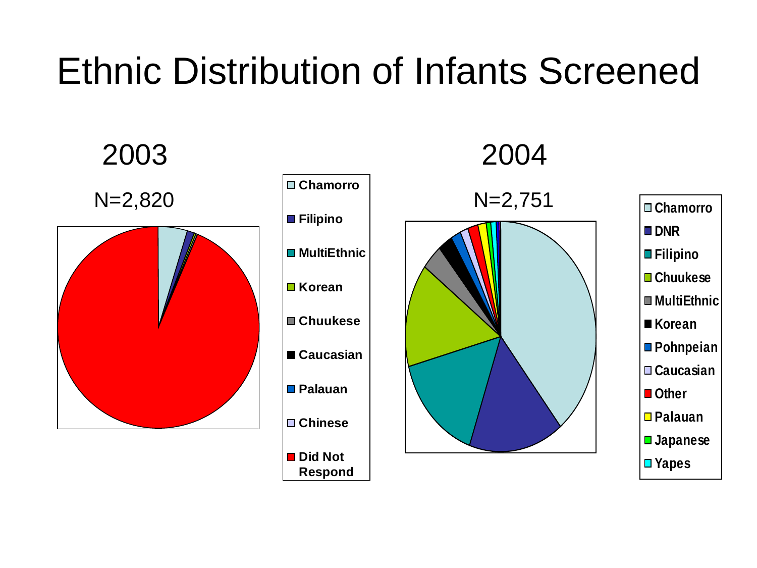# Ethnic Distribution of Infants Screened

## 2003

N=2,820

- Chamorro
- Filipino
- MultiEthnic
- Korean
- Chuukese
- Caucasian
- Palauan
- Chinese
- Did Not Respond

## 2004

N=2,751

- Chamorro
- DNR
- Filipino
- Chuukese
- MultiEthnic
- Korean
- Pohnpeian
- Caucasian
- Other
- Palauan
- Japanese
- Yapes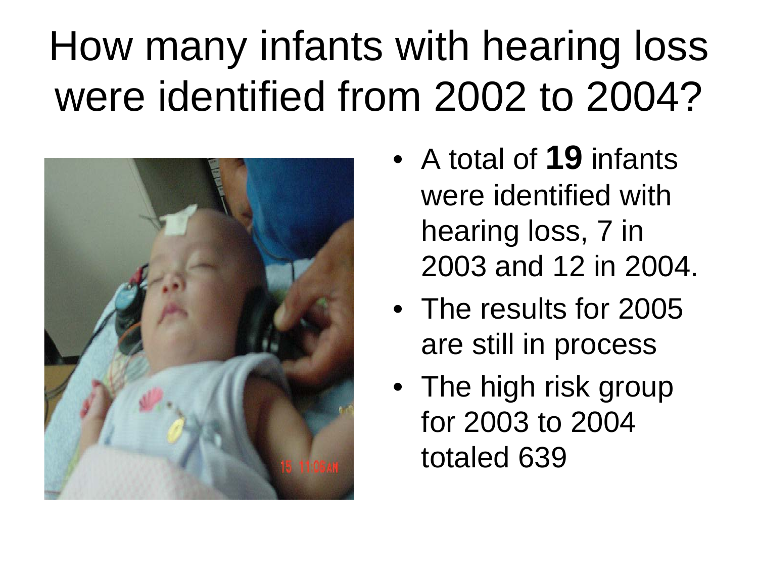# How many infants with hearing loss were identified from 2002 to 2004?

- A total of **19** infants were identified with hearing loss, 7 in 2003 and 12 in 2004.
- The results for 2005 are still in process
- The high risk group for 2003 to 2004 totaled 639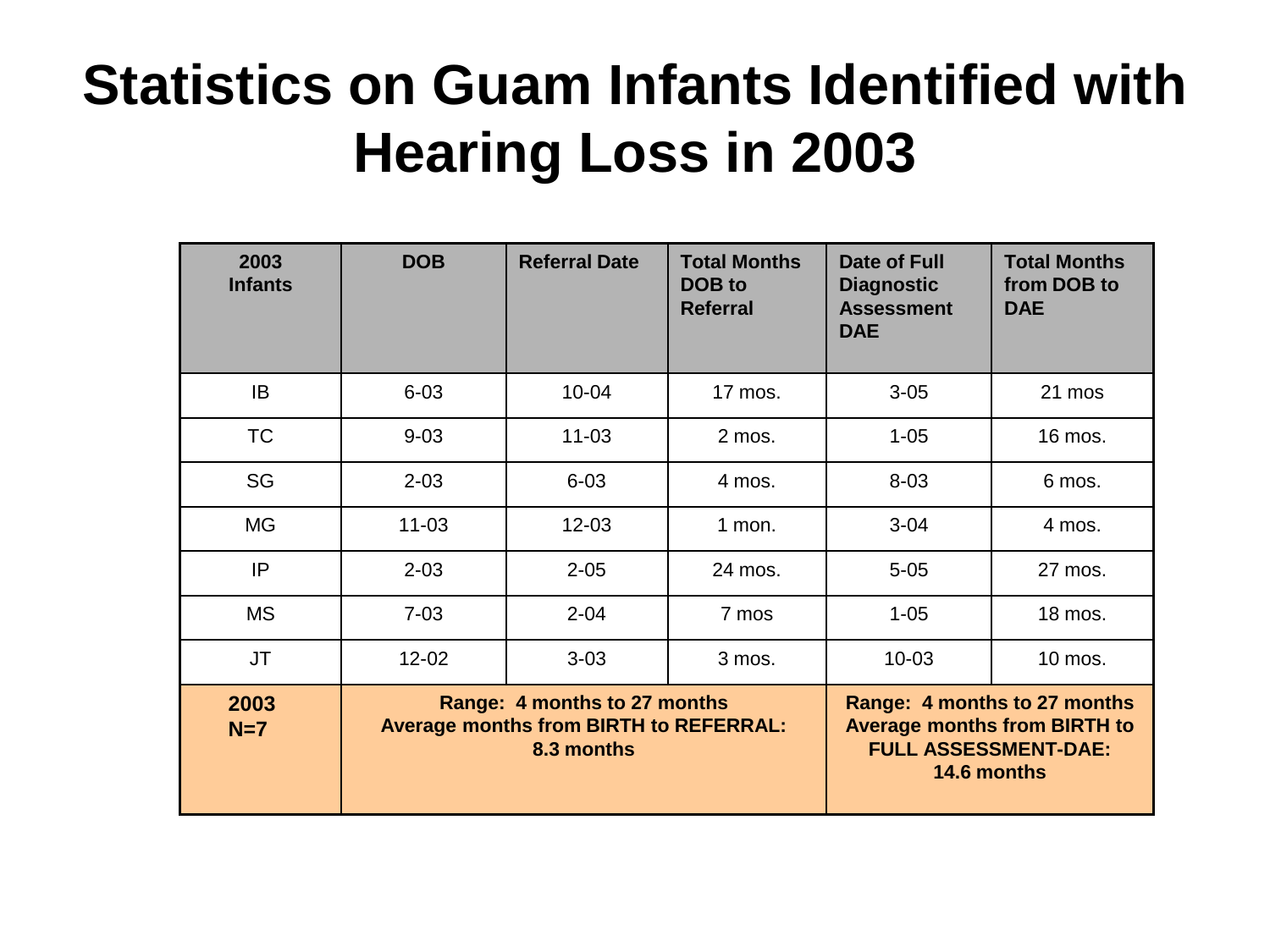# Statistics on Guam Infants Identified with Hearing Loss in 2003

| 2003 Infants | DOB | Referral Date | Total Months DOB to Referral | Date of Full Diagnostic Assessment DAE | Total Months from DOB to DAE |
|---|---|---|---|---|---|
| IB | 6-03 | 10-04 | 17 mos. | 3-05 | 21 mos |
| TC | 9-03 | 11-03 | 2 mos. | 1-05 | 16 mos. |
| SG | 2-03 | 6-03 | 4 mos. | 8-03 | 6 mos. |
| MG | 11-03 | 12-03 | 1 mon. | 3-04 | 4 mos. |
| IP | 2-03 | 2-05 | 24 mos. | 5-05 | 27 mos. |
| MS | 7-03 | 2-04 | 7 mos | 1-05 | 18 mos. |
| JT | 12-02 | 3-03 | 3 mos. | 10-03 | 10 mos. |
| **2003 N=7** | **Range: 4 months to 27 months Average months from BIRTH to REFERRAL: 8.3 months** | | | **Range: 4 months to 27 months Average months from BIRTH to FULL ASSESSMENT-DAE: 14.6 months** | |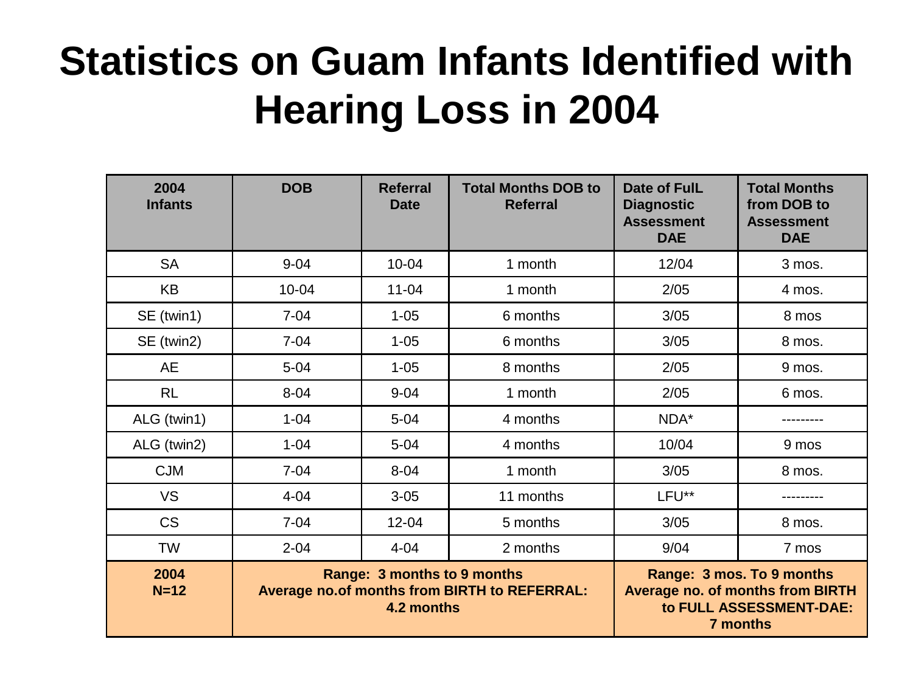# Statistics on Guam Infants Identified with Hearing Loss in 2004

| 2004 Infants | DOB | Referral Date | Total Months DOB to Referral | Date of FulL Diagnostic Assessment DAE | Total Months from DOB to Assessment DAE |
|---|---|---|---|---|---|
| SA | 9-04 | 10-04 | 1 month | 12/04 | 3 mos. |
| KB | 10-04 | 11-04 | 1 month | 2/05 | 4 mos. |
| SE (twin1) | 7-04 | 1-05 | 6 months | 3/05 | 8 mos |
| SE (twin2) | 7-04 | 1-05 | 6 months | 3/05 | 8 mos. |
| AE | 5-04 | 1-05 | 8 months | 2/05 | 9 mos. |
| RL | 8-04 | 9-04 | 1 month | 2/05 | 6 mos. |
| ALG (twin1) | 1-04 | 5-04 | 4 months | NDA* | --------- |
| ALG (twin2) | 1-04 | 5-04 | 4 months | 10/04 | 9 mos |
| CJM | 7-04 | 8-04 | 1 month | 3/05 | 8 mos. |
| VS | 4-04 | 3-05 | 11 months | LFU** | --------- |
| CS | 7-04 | 12-04 | 5 months | 3/05 | 8 mos. |
| TW | 2-04 | 4-04 | 2 months | 9/04 | 7 mos |
| **2004 N=12** | **Range: 3 months to 9 months Average no.of months from BIRTH to REFERRAL: 4.2 months** | | | **Range: 3 mos. To 9 months Average no. of months from BIRTH to FULL ASSESSMENT-DAE: 7 months** | |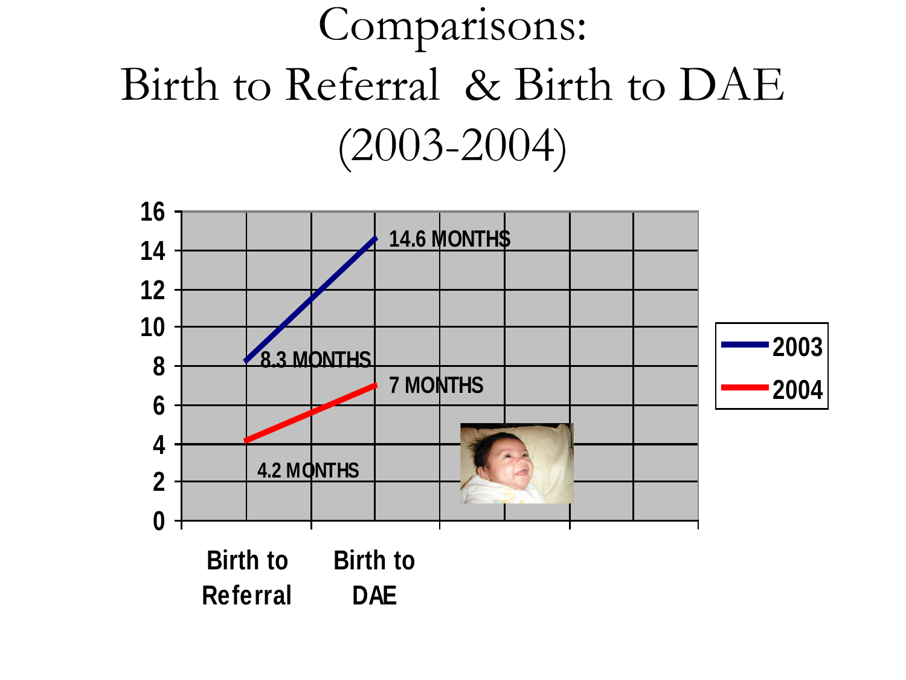# Comparisons: Birth to Referral & Birth to DAE (2003-2004)

| | Birth to Referral | Birth to DAE |
|---|---|---|
| 2003 | 8.3 MONTHS | 14.6 MONTHS |
| 2004 | 4.2 MONTHS | 7 MONTHS |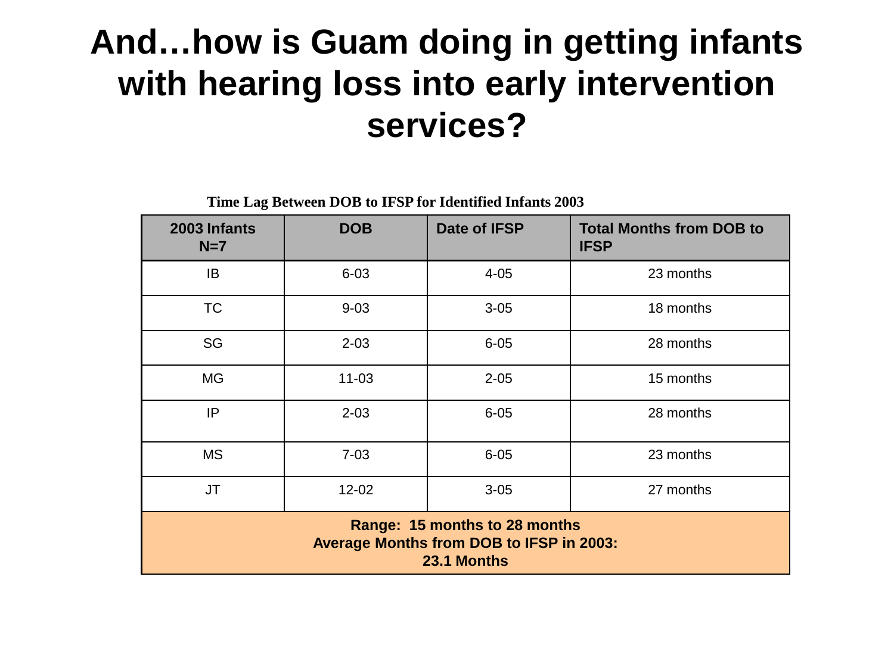# And…how is Guam doing in getting infants with hearing loss into early intervention services?

**Time Lag Between DOB to IFSP for Identified Infants 2003**

| 2003 Infants N=7 | DOB | Date of IFSP | Total Months from DOB to IFSP |
|---|---|---|---|
| IB | 6-03 | 4-05 | 23 months |
| TC | 9-03 | 3-05 | 18 months |
| SG | 2-03 | 6-05 | 28 months |
| MG | 11-03 | 2-05 | 15 months |
| IP | 2-03 | 6-05 | 28 months |
| MS | 7-03 | 6-05 | 23 months |
| JT | 12-02 | 3-05 | 27 months |
| **Range: 15 months to 28 months**<br>**Average Months from DOB to IFSP in 2003:**<br>**23.1 Months** | | | |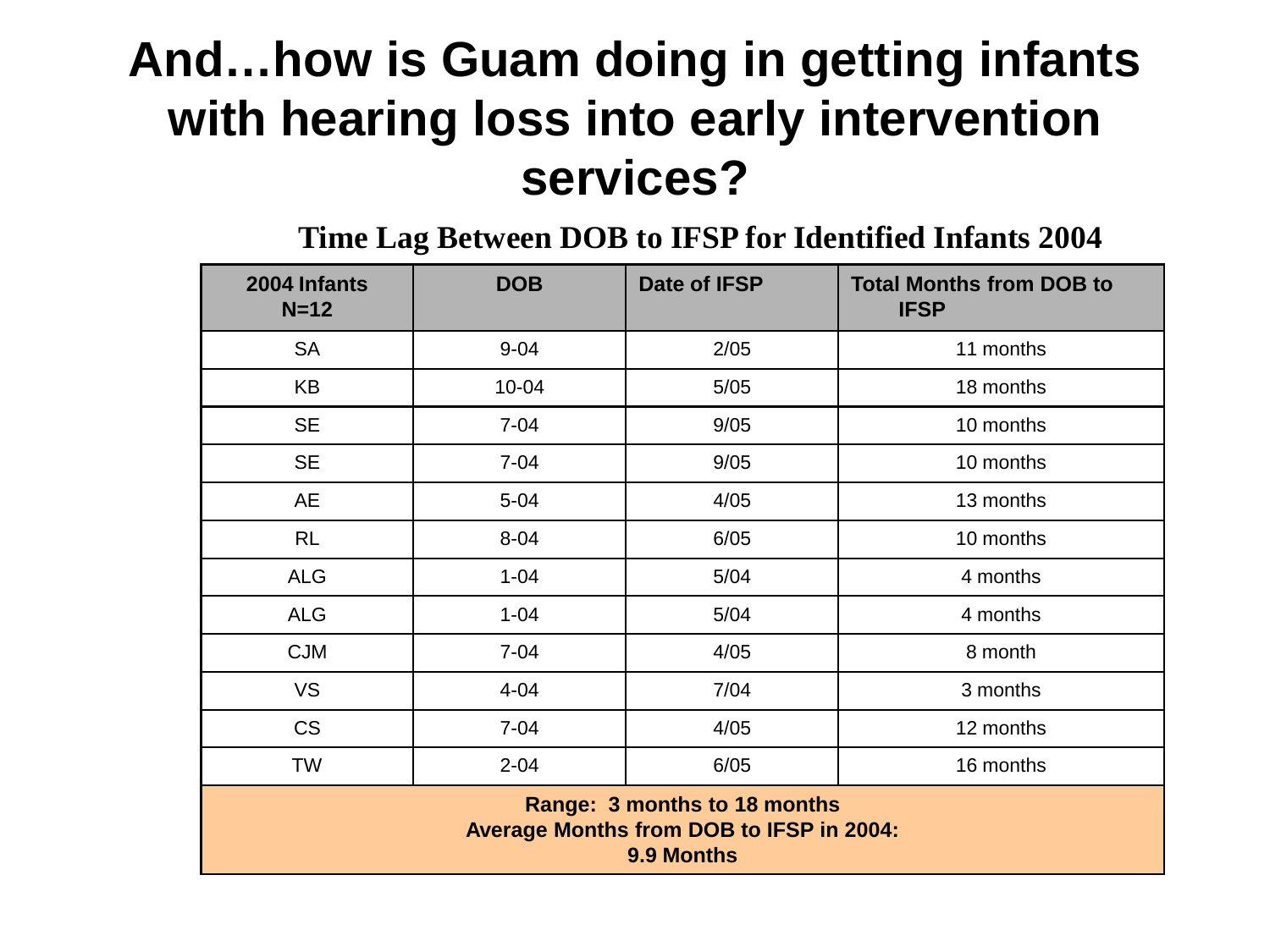# And…how is Guam doing in getting infants with hearing loss into early intervention services?

**Time Lag Between DOB to IFSP for Identified Infants 2004**

| 2004 Infants N=12 | DOB | Date of IFSP | Total Months from DOB to IFSP |
|---|---|---|---|
| SA | 9-04 | 2/05 | 11 months |
| KB | 10-04 | 5/05 | 18 months |
| SE | 7-04 | 9/05 | 10 months |
| SE | 7-04 | 9/05 | 10 months |
| AE | 5-04 | 4/05 | 13 months |
| RL | 8-04 | 6/05 | 10 months |
| ALG | 1-04 | 5/04 | 4 months |
| ALG | 1-04 | 5/04 | 4 months |
| CJM | 7-04 | 4/05 | 8 month |
| VS | 4-04 | 7/04 | 3 months |
| CS | 7-04 | 4/05 | 12 months |
| TW | 2-04 | 6/05 | 16 months |
| **Range: 3 months to 18 months<br>Average Months from DOB to IFSP in 2004:<br>9.9 Months** | | | |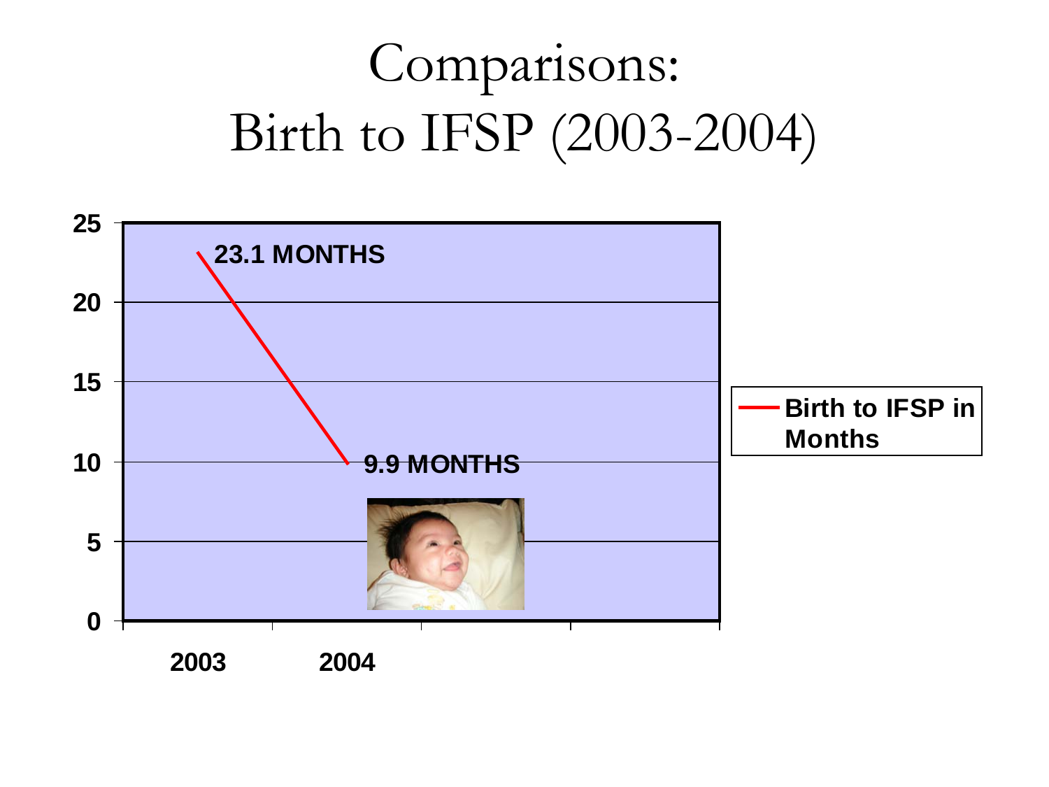# Comparisons:
# Birth to IFSP (2003-2004)

| Year | Birth to IFSP in Months |
| --- | --- |
| 2003 | 23.1 MONTHS |
| 2004 | 9.9 MONTHS |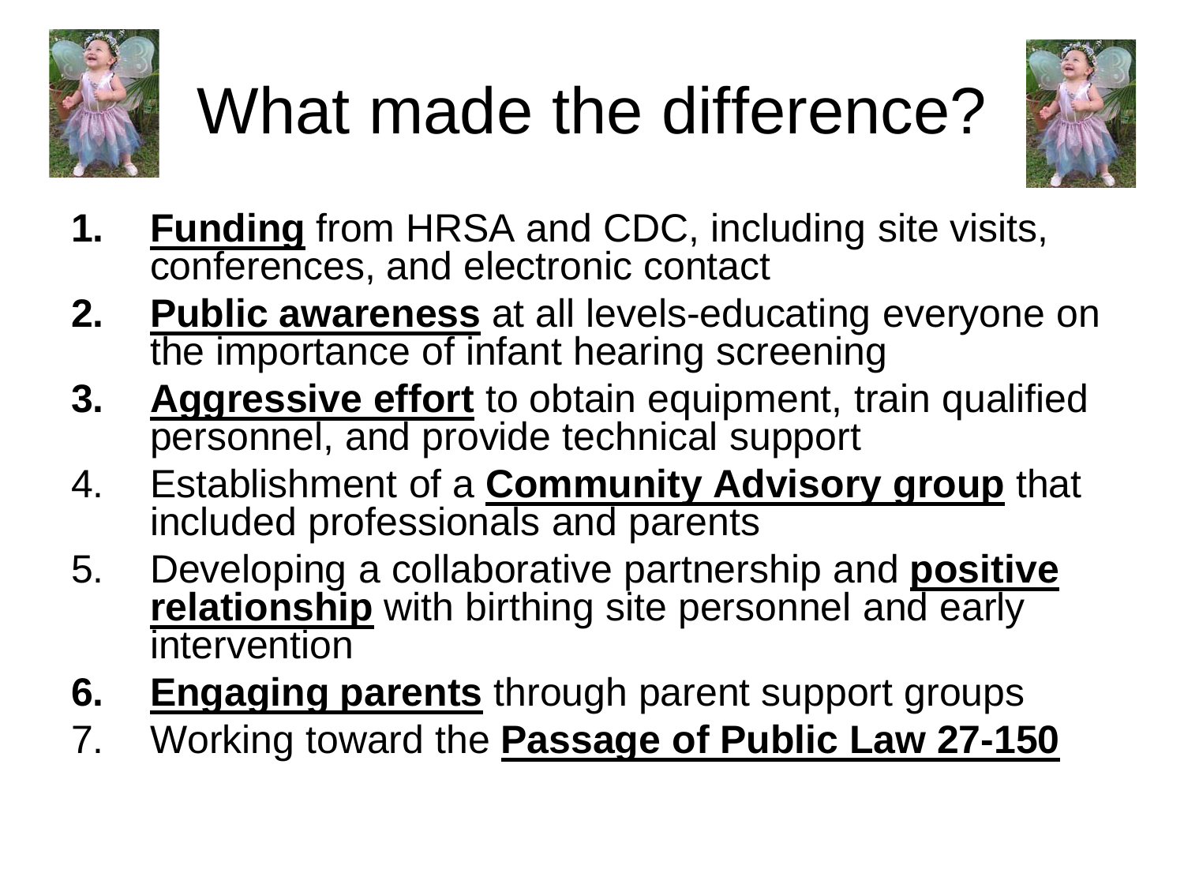# What made the difference?

1. **Funding** from HRSA and CDC, including site visits, conferences, and electronic contact
2. **Public awareness** at all levels-educating everyone on the importance of infant hearing screening
3. **Aggressive effort** to obtain equipment, train qualified personnel, and provide technical support
4. Establishment of a **Community Advisory group** that included professionals and parents
5. Developing a collaborative partnership and **positive relationship** with birthing site personnel and early intervention
6. **Engaging parents** through parent support groups
7. Working toward the **Passage of Public Law 27-150**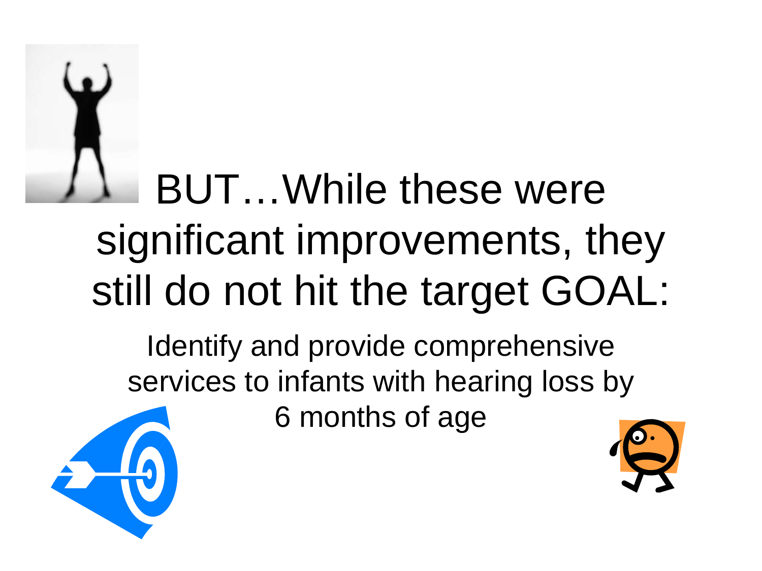# BUT…While these were significant improvements, they still do not hit the target GOAL:

Identify and provide comprehensive services to infants with hearing loss by 6 months of age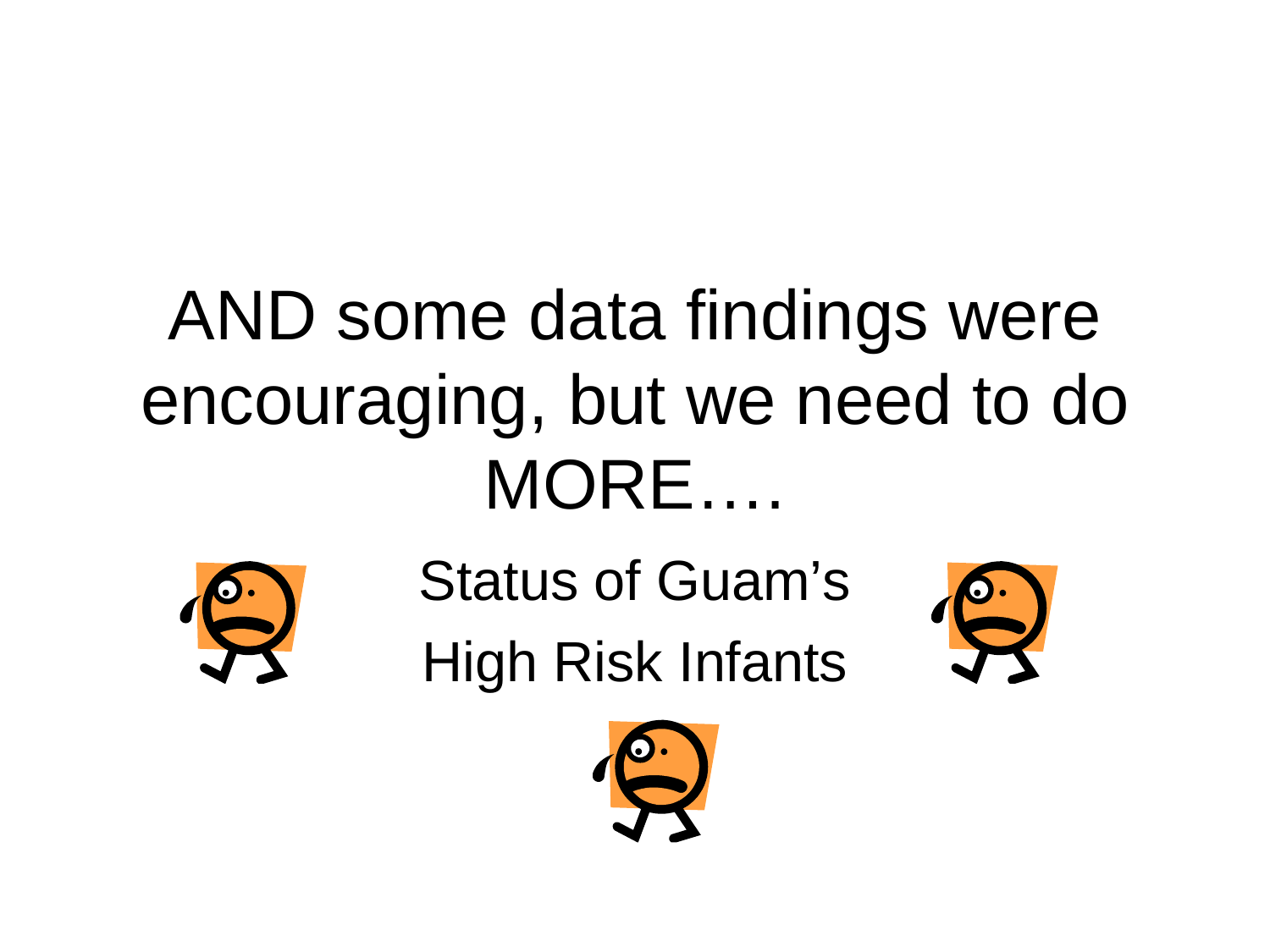# AND some data findings were encouraging, but we need to do MORE….

Status of Guam's

High Risk Infants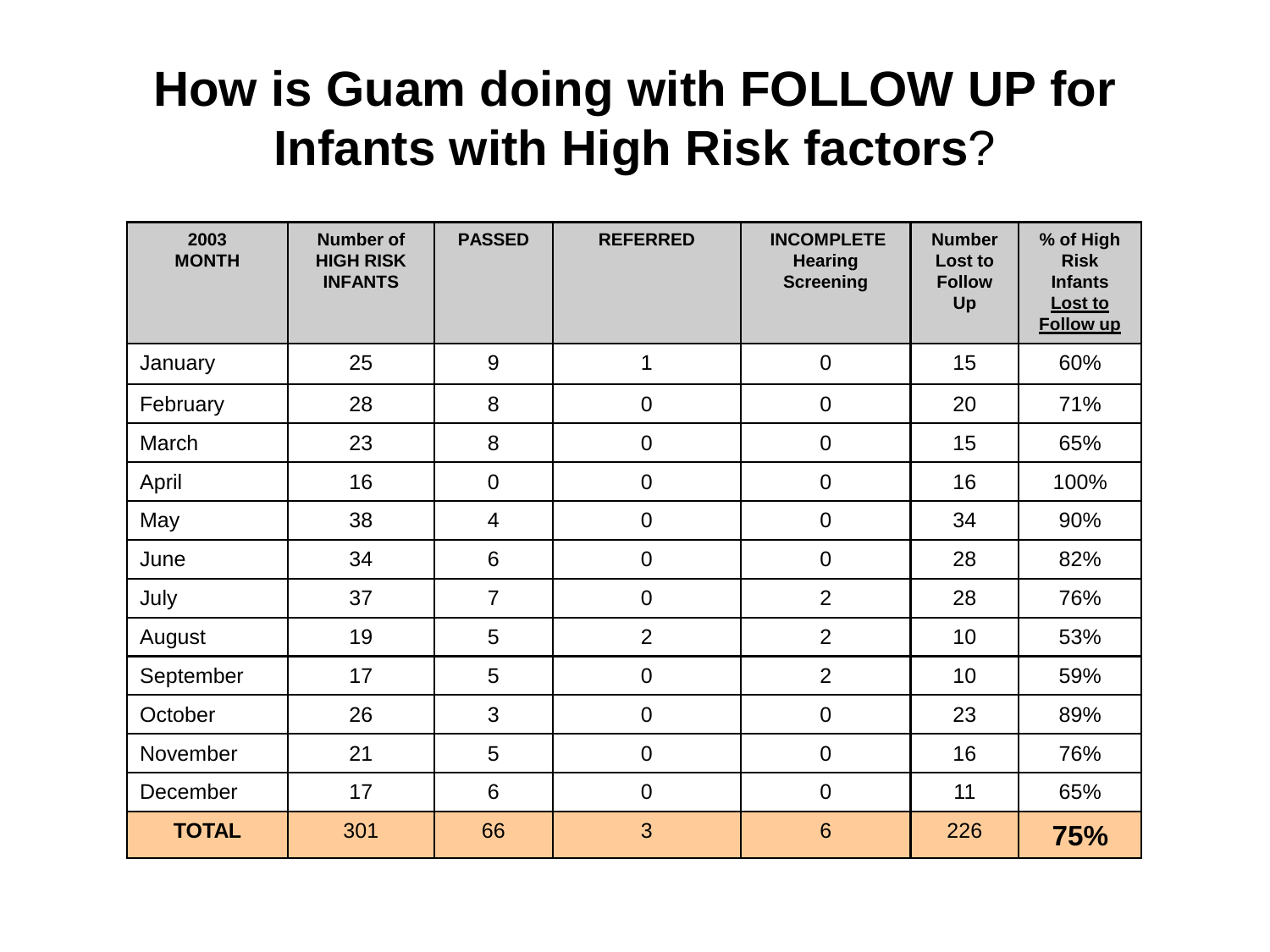# How is Guam doing with FOLLOW UP for Infants with High Risk factors?

| 2003 MONTH | Number of HIGH RISK INFANTS | PASSED | REFERRED | INCOMPLETE Hearing Screening | Number Lost to Follow Up | % of High Risk Infants Lost to Follow up |
|---|---|---|---|---|---|---|
| January | 25 | 9 | 1 | 0 | 15 | 60% |
| February | 28 | 8 | 0 | 0 | 20 | 71% |
| March | 23 | 8 | 0 | 0 | 15 | 65% |
| April | 16 | 0 | 0 | 0 | 16 | 100% |
| May | 38 | 4 | 0 | 0 | 34 | 90% |
| June | 34 | 6 | 0 | 0 | 28 | 82% |
| July | 37 | 7 | 0 | 2 | 28 | 76% |
| August | 19 | 5 | 2 | 2 | 10 | 53% |
| September | 17 | 5 | 0 | 2 | 10 | 59% |
| October | 26 | 3 | 0 | 0 | 23 | 89% |
| November | 21 | 5 | 0 | 0 | 16 | 76% |
| December | 17 | 6 | 0 | 0 | 11 | 65% |
| **TOTAL** | 301 | 66 | 3 | 6 | 226 | **75%** |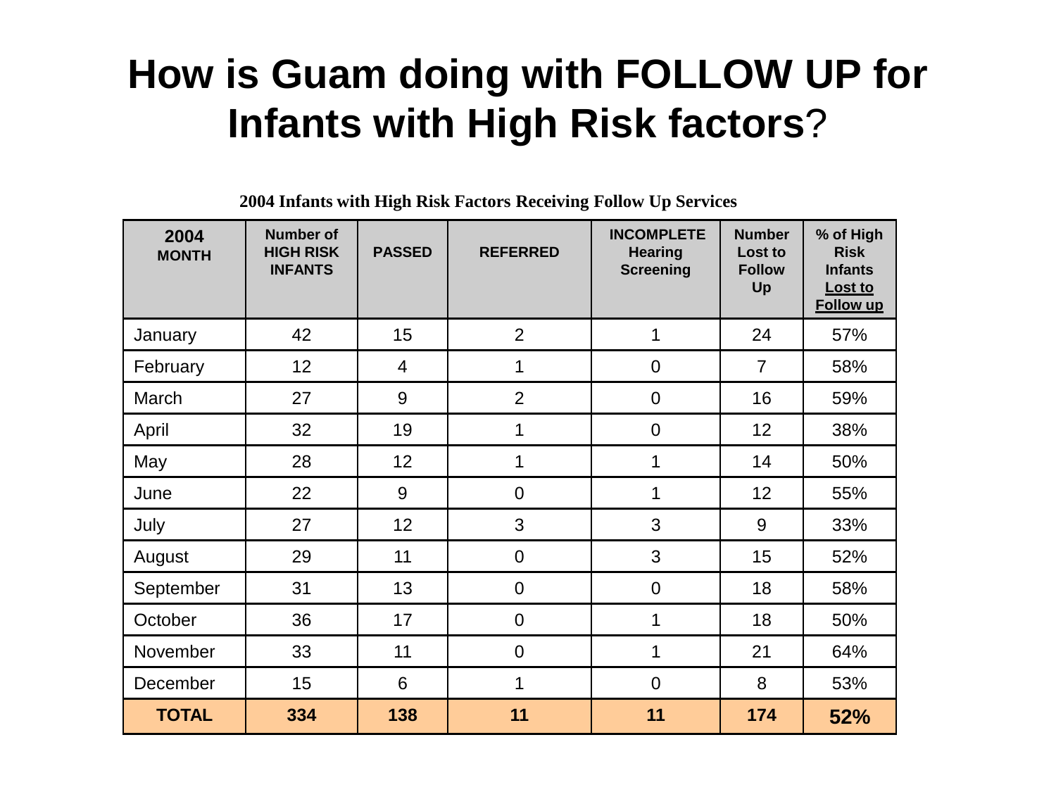# How is Guam doing with FOLLOW UP for Infants with High Risk factors?

**2004 Infants with High Risk Factors Receiving Follow Up Services**

| 2004 MONTH | Number of HIGH RISK INFANTS | PASSED | REFERRED | INCOMPLETE Hearing Screening | Number Lost to Follow Up | % of High Risk Infants Lost to Follow up |
|---|---|---|---|---|---|---|
| January | 42 | 15 | 2 | 1 | 24 | 57% |
| February | 12 | 4 | 1 | 0 | 7 | 58% |
| March | 27 | 9 | 2 | 0 | 16 | 59% |
| April | 32 | 19 | 1 | 0 | 12 | 38% |
| May | 28 | 12 | 1 | 1 | 14 | 50% |
| June | 22 | 9 | 0 | 1 | 12 | 55% |
| July | 27 | 12 | 3 | 3 | 9 | 33% |
| August | 29 | 11 | 0 | 3 | 15 | 52% |
| September | 31 | 13 | 0 | 0 | 18 | 58% |
| October | 36 | 17 | 0 | 1 | 18 | 50% |
| November | 33 | 11 | 0 | 1 | 21 | 64% |
| December | 15 | 6 | 1 | 0 | 8 | 53% |
| **TOTAL** | **334** | **138** | **11** | **11** | **174** | **52%** |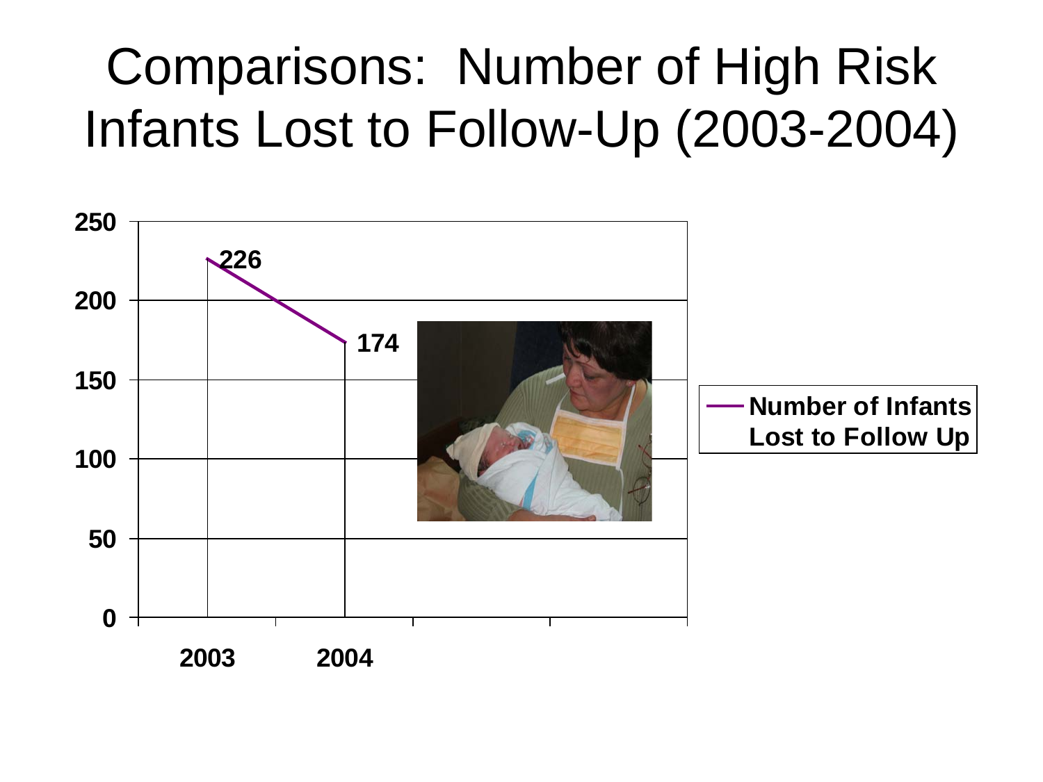# Comparisons: Number of High Risk Infants Lost to Follow-Up (2003-2004)

| Year | Number of Infants Lost to Follow Up |
|---|---|
| 2003 | 226 |
| 2004 | 174 |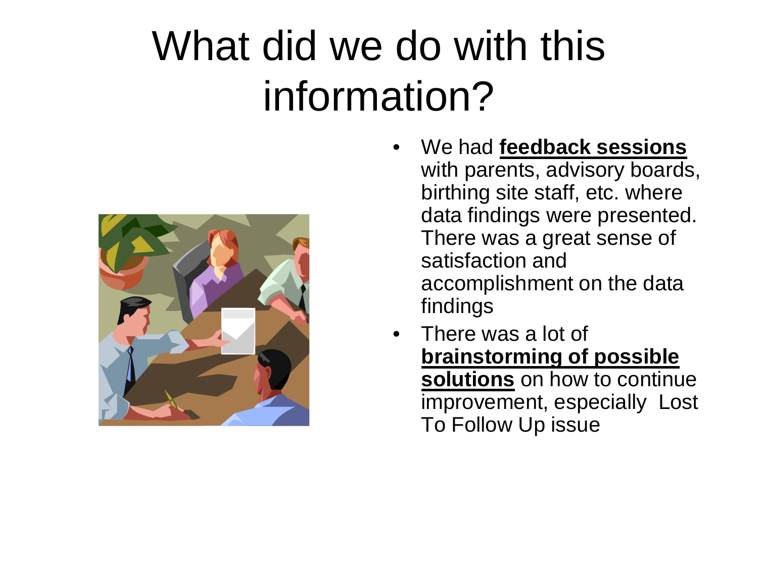# What did we do with this information?

- We had **feedback sessions** with parents, advisory boards, birthing site staff, etc. where data findings were presented. There was a great sense of satisfaction and accomplishment on the data findings
- There was a lot of **brainstorming of possible solutions** on how to continue improvement, especially Lost To Follow Up issue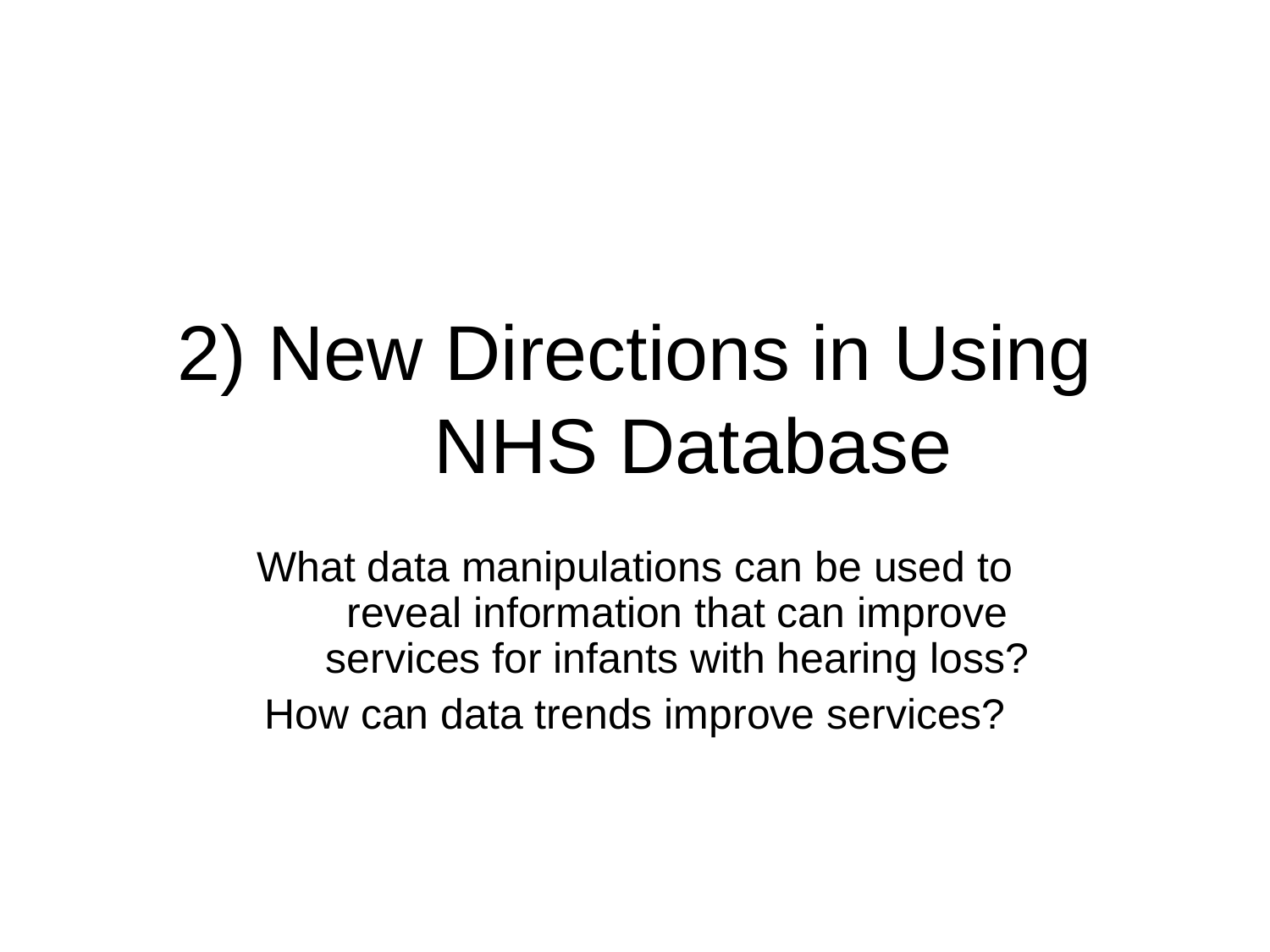# 2) New Directions in Using NHS Database

What data manipulations can be used to reveal information that can improve services for infants with hearing loss?

How can data trends improve services?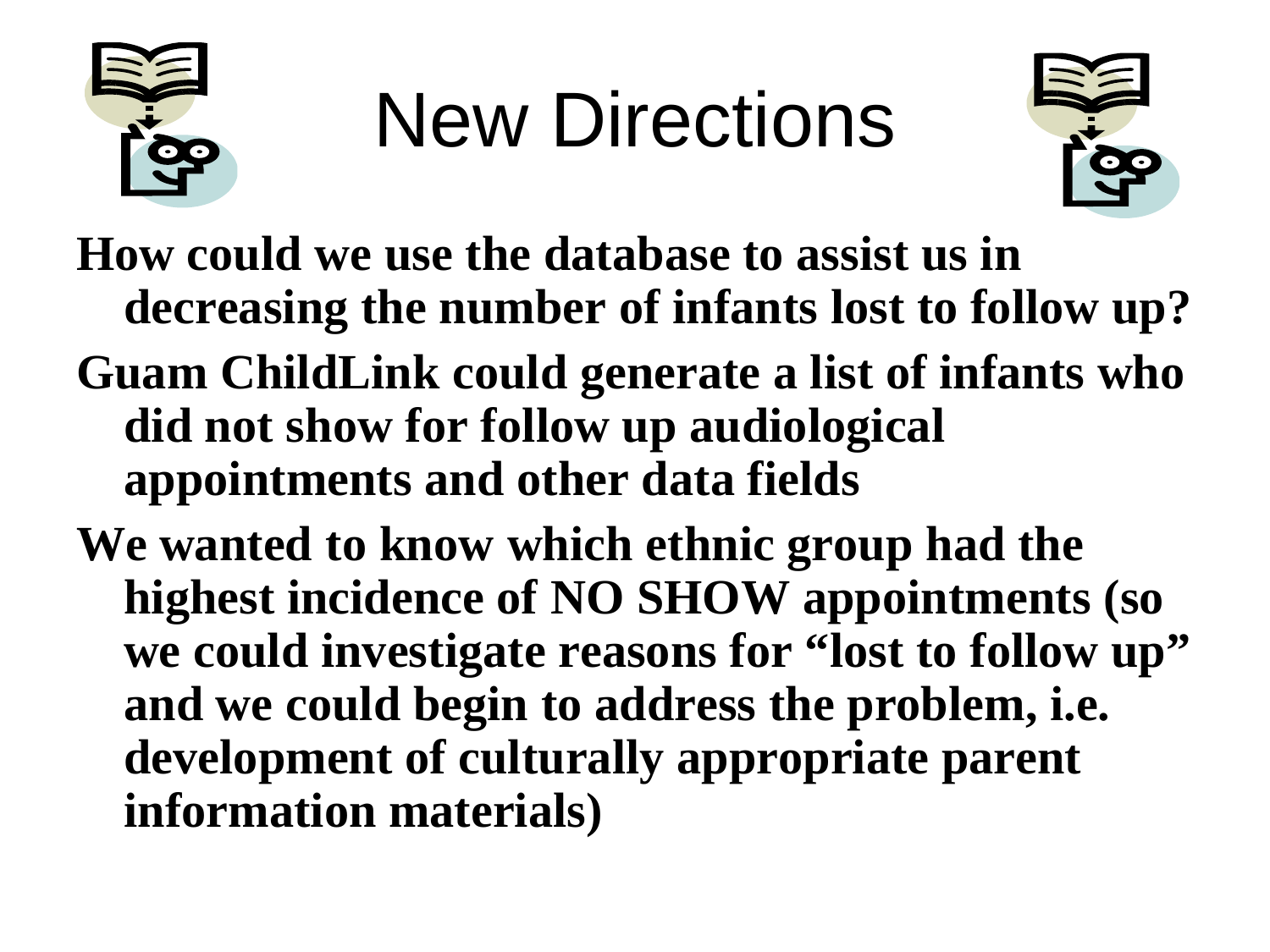# New Directions

**How could we use the database to assist us in decreasing the number of infants lost to follow up?**

**Guam ChildLink could generate a list of infants who did not show for follow up audiological appointments and other data fields**

**We wanted to know which ethnic group had the highest incidence of NO SHOW appointments (so we could investigate reasons for "lost to follow up" and we could begin to address the problem, i.e. development of culturally appropriate parent information materials)**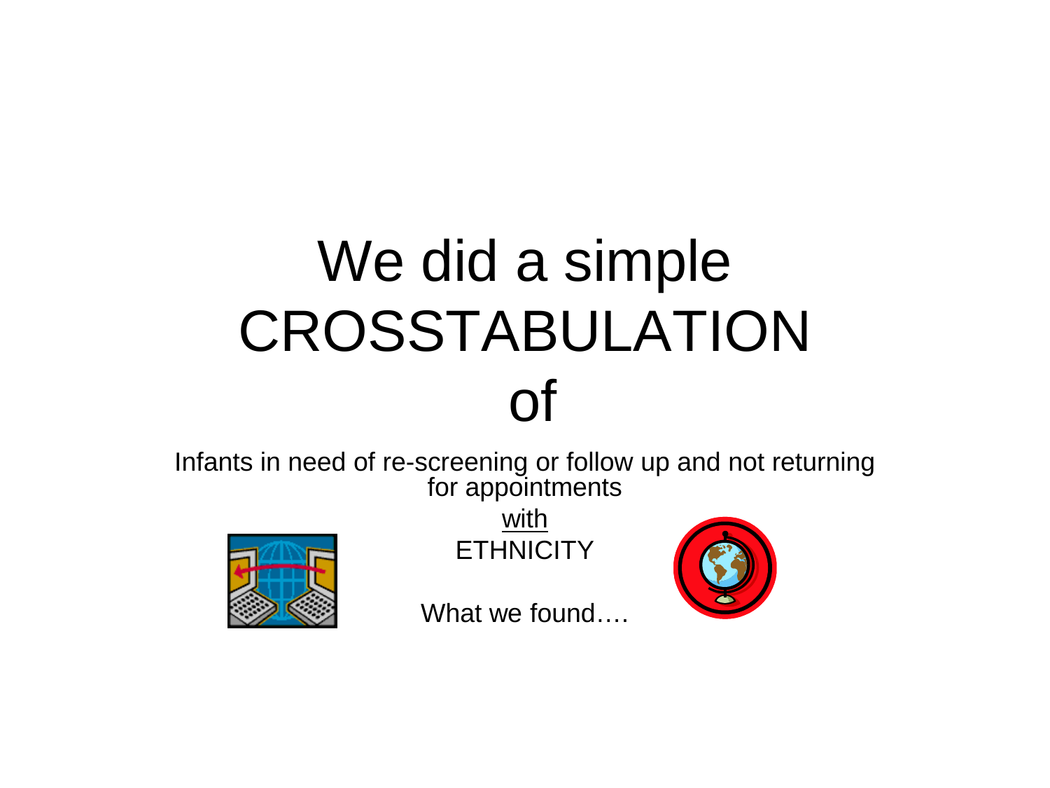# We did a simple CROSSTABULATION of

Infants in need of re-screening or follow up and not returning for appointments

with

ETHNICITY

What we found….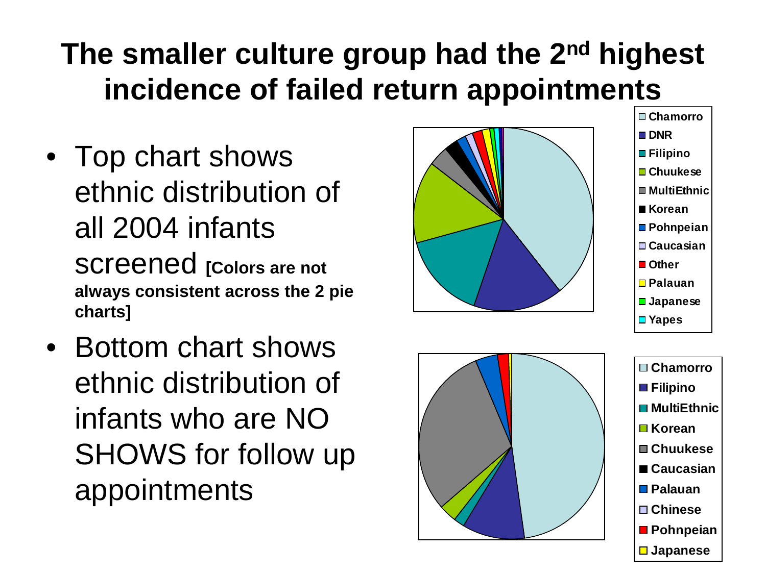# The smaller culture group had the 2nd highest incidence of failed return appointments

- Top chart shows ethnic distribution of all 2004 infants screened **[Colors are not always consistent across the 2 pie charts]**
- Bottom chart shows ethnic distribution of infants who are NO SHOWS for follow up appointments

Chamorro
DNR
Filipino
Chuukese
MultiEthnic
Korean
Pohnpeian
Caucasian
Other
Palauan
Japanese
Yapes

Chamorro
Filipino
MultiEthnic
Korean
Chuukese
Caucasian
Palauan
Chinese
Pohnpeian
Japanese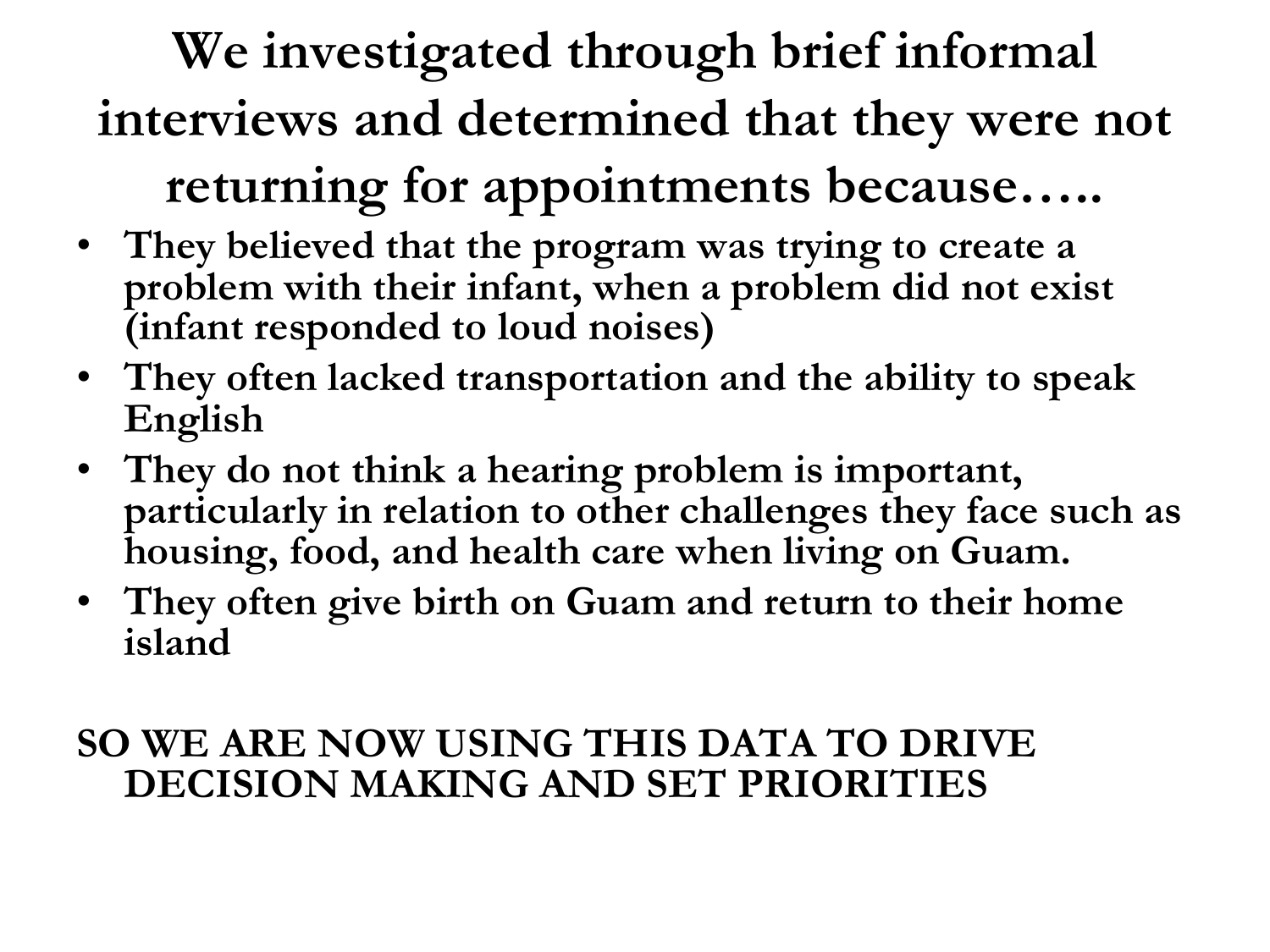# We investigated through brief informal interviews and determined that they were not returning for appointments because…..

- **They believed that the program was trying to create a problem with their infant, when a problem did not exist (infant responded to loud noises)**
- **They often lacked transportation and the ability to speak English**
- **They do not think a hearing problem is important, particularly in relation to other challenges they face such as housing, food, and health care when living on Guam.**
- **They often give birth on Guam and return to their home island**

**SO WE ARE NOW USING THIS DATA TO DRIVE DECISION MAKING AND SET PRIORITIES**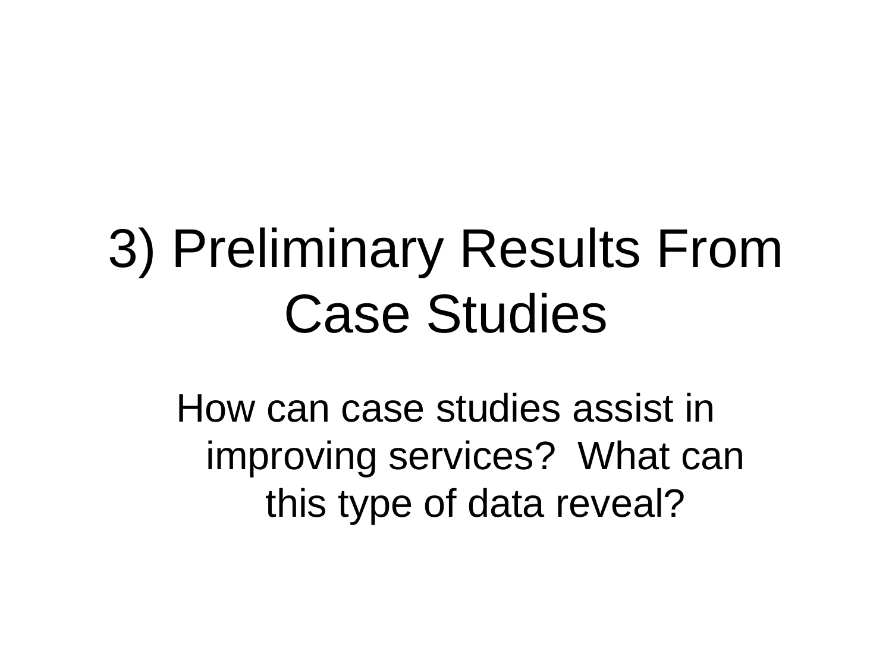# 3) Preliminary Results From Case Studies

How can case studies assist in improving services? What can this type of data reveal?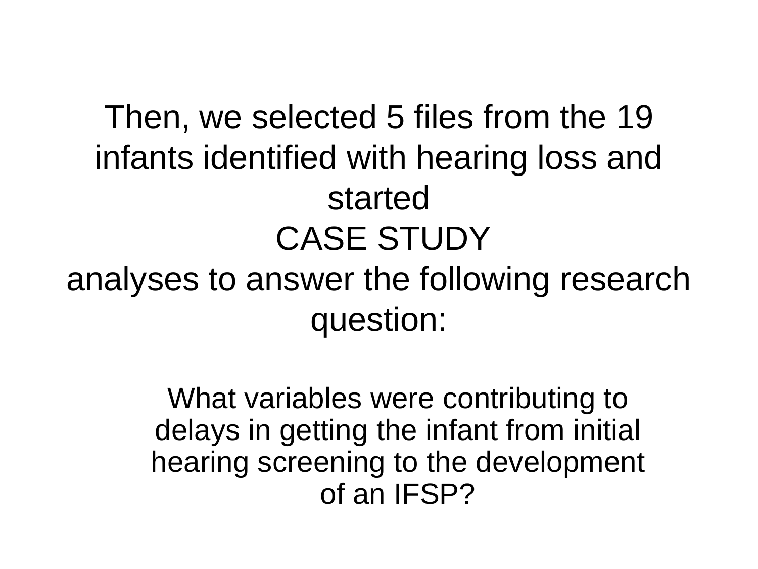# Then, we selected 5 files from the 19 infants identified with hearing loss and started CASE STUDY analyses to answer the following research question:

What variables were contributing to delays in getting the infant from initial hearing screening to the development of an IFSP?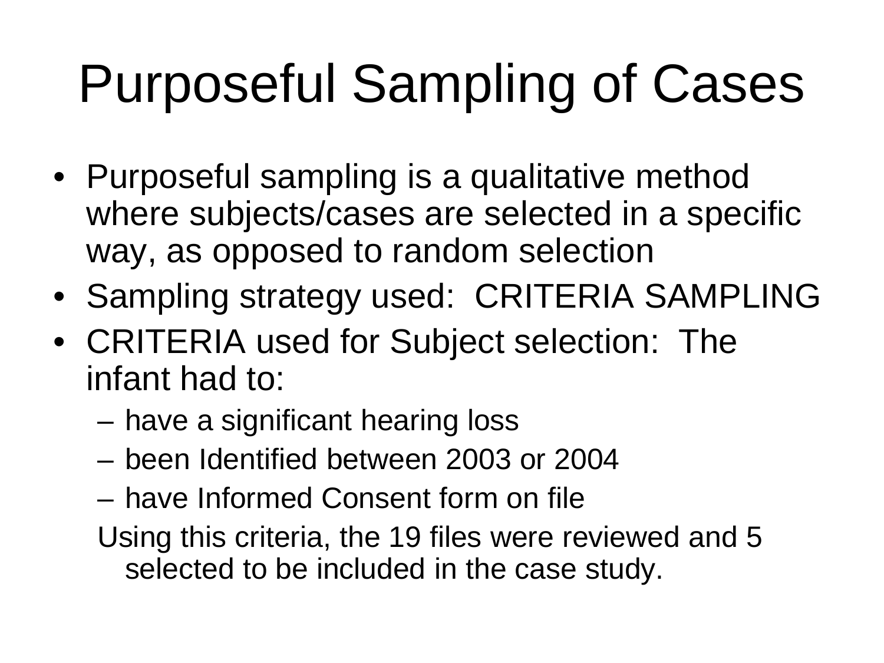# Purposeful Sampling of Cases

- Purposeful sampling is a qualitative method where subjects/cases are selected in a specific way, as opposed to random selection
- Sampling strategy used: CRITERIA SAMPLING
- CRITERIA used for Subject selection: The infant had to:
  - have a significant hearing loss
  - been Identified between 2003 or 2004
  - have Informed Consent form on file

  Using this criteria, the 19 files were reviewed and 5 selected to be included in the case study.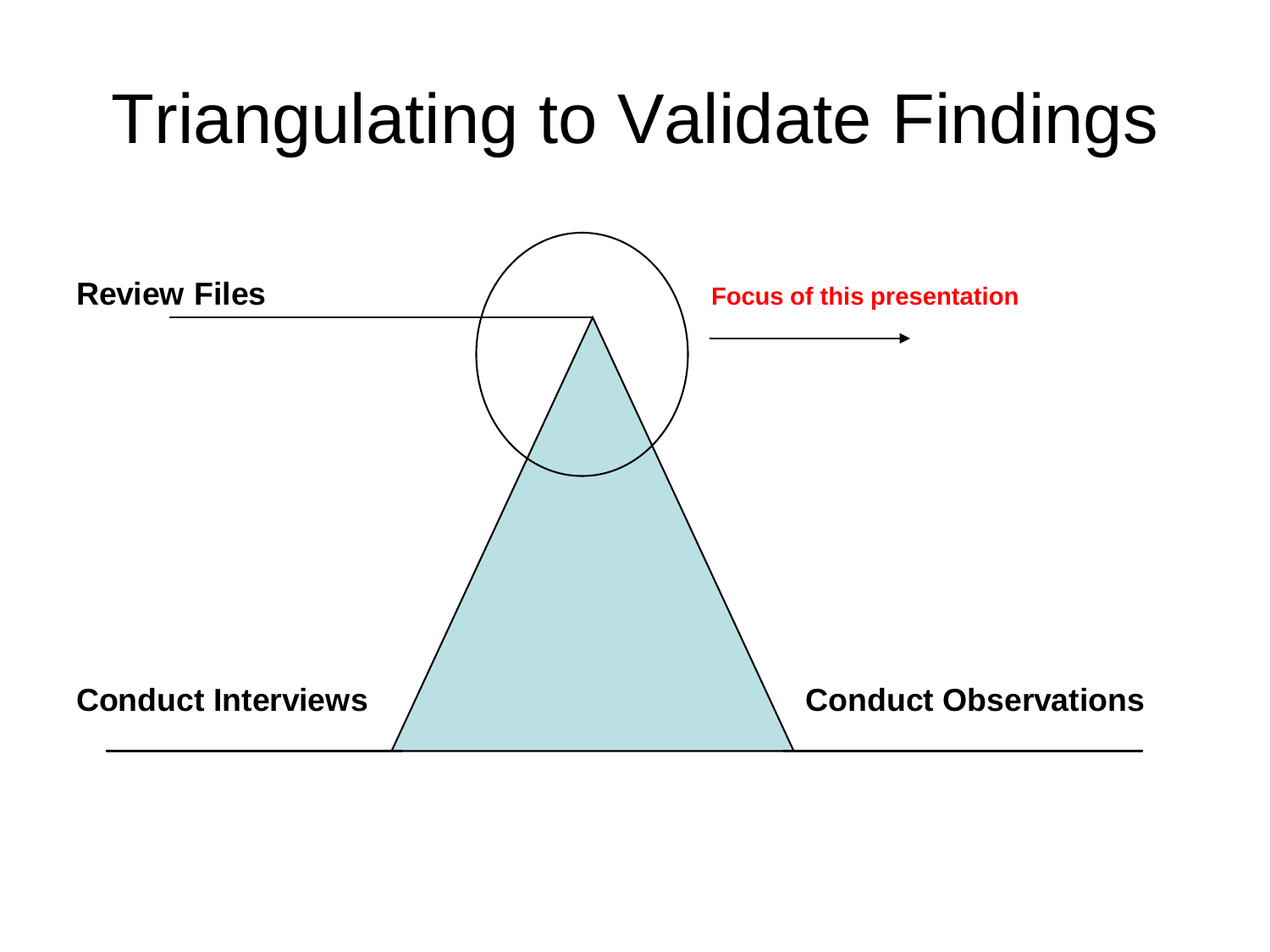# Triangulating to Validate Findings

**Review Files**

**Focus of this presentation**

**Conduct Interviews**

**Conduct Observations**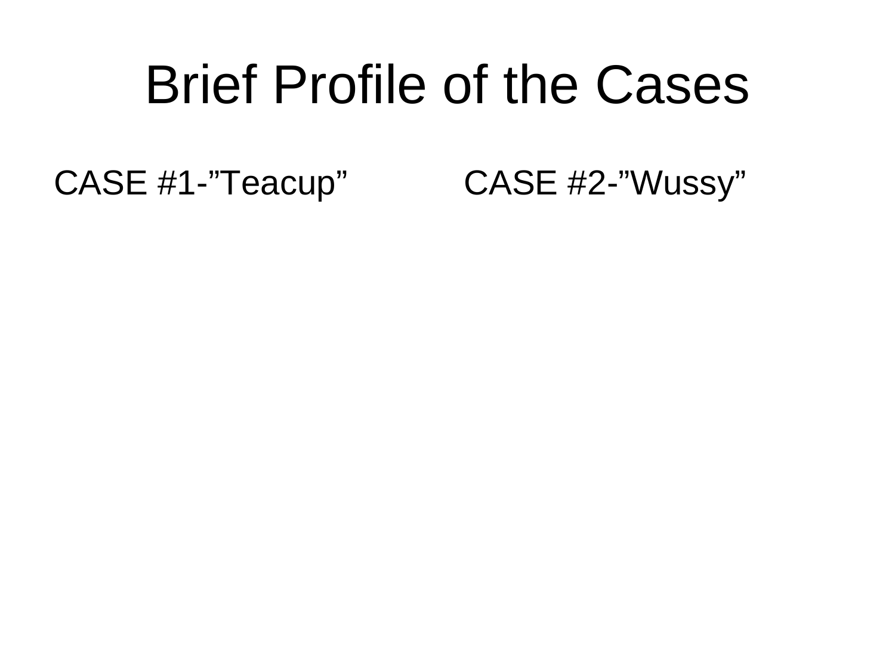# Brief Profile of the Cases

CASE #1-”Teacup”

CASE #2-”Wussy”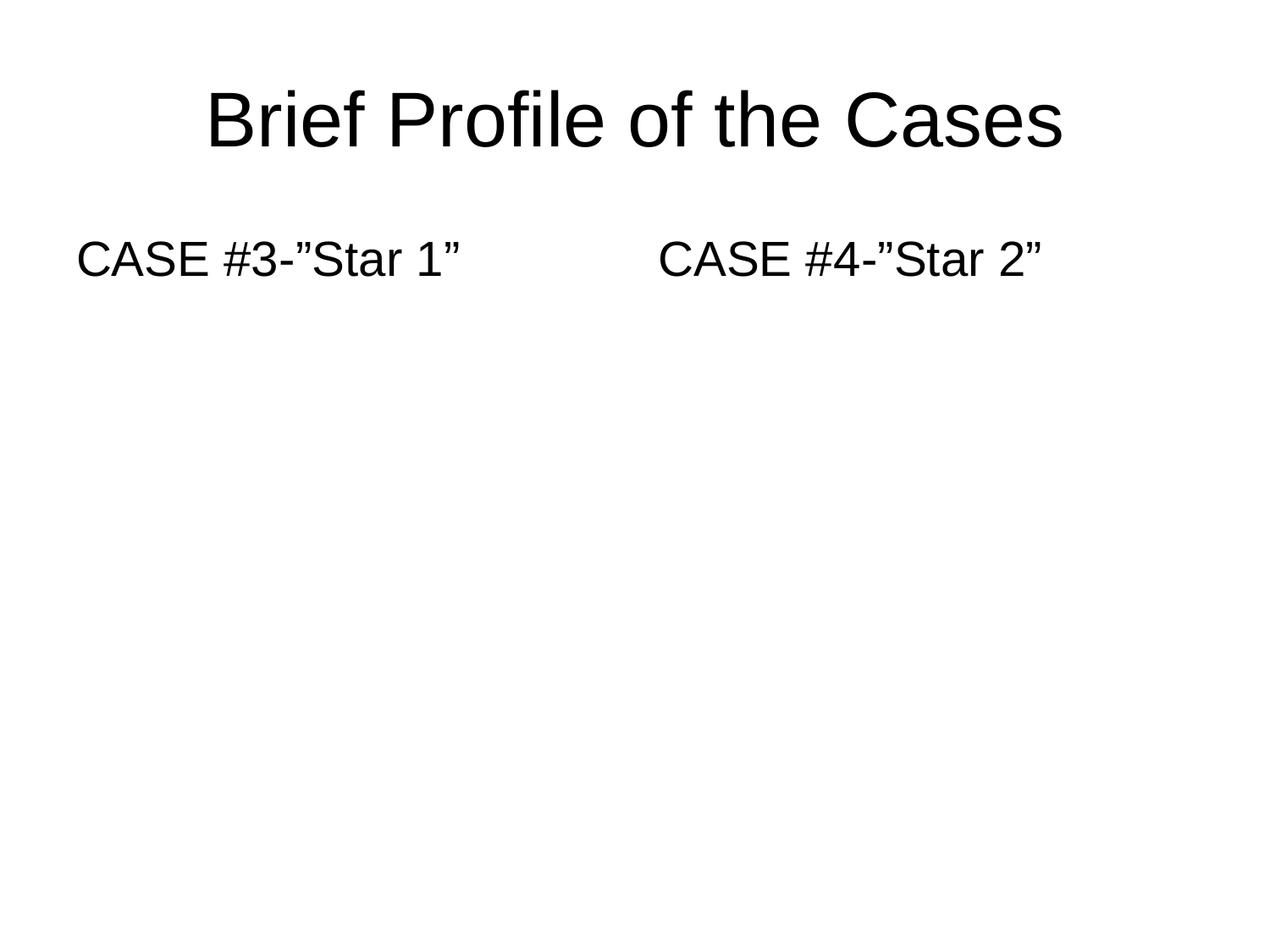# Brief Profile of the Cases

CASE #3-”Star 1”

CASE #4-”Star 2”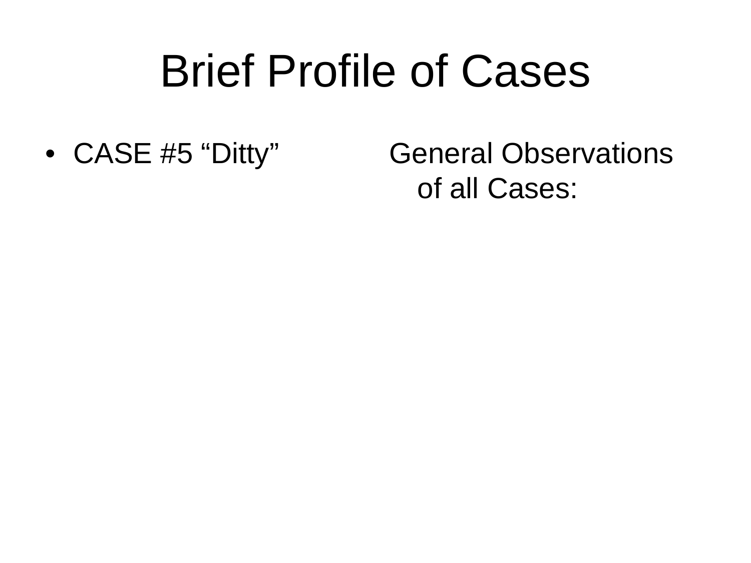# Brief Profile of Cases

- CASE #5 “Ditty”

General Observations of all Cases: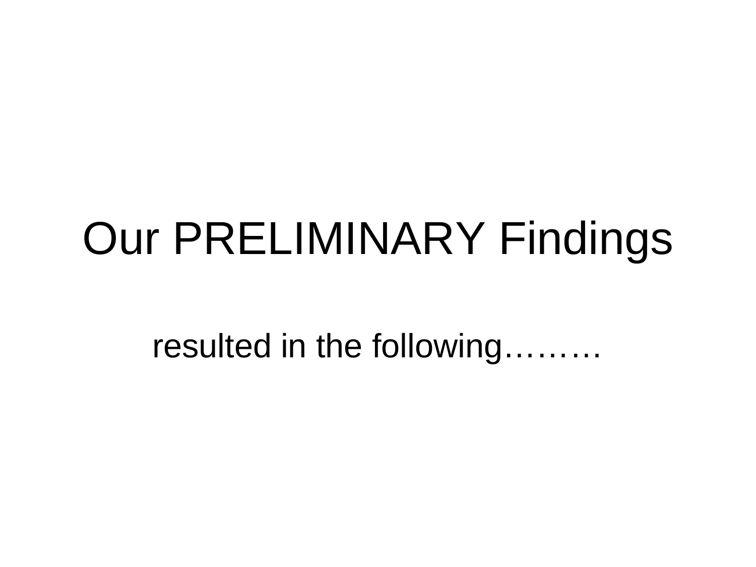# Our PRELIMINARY Findings

resulted in the following………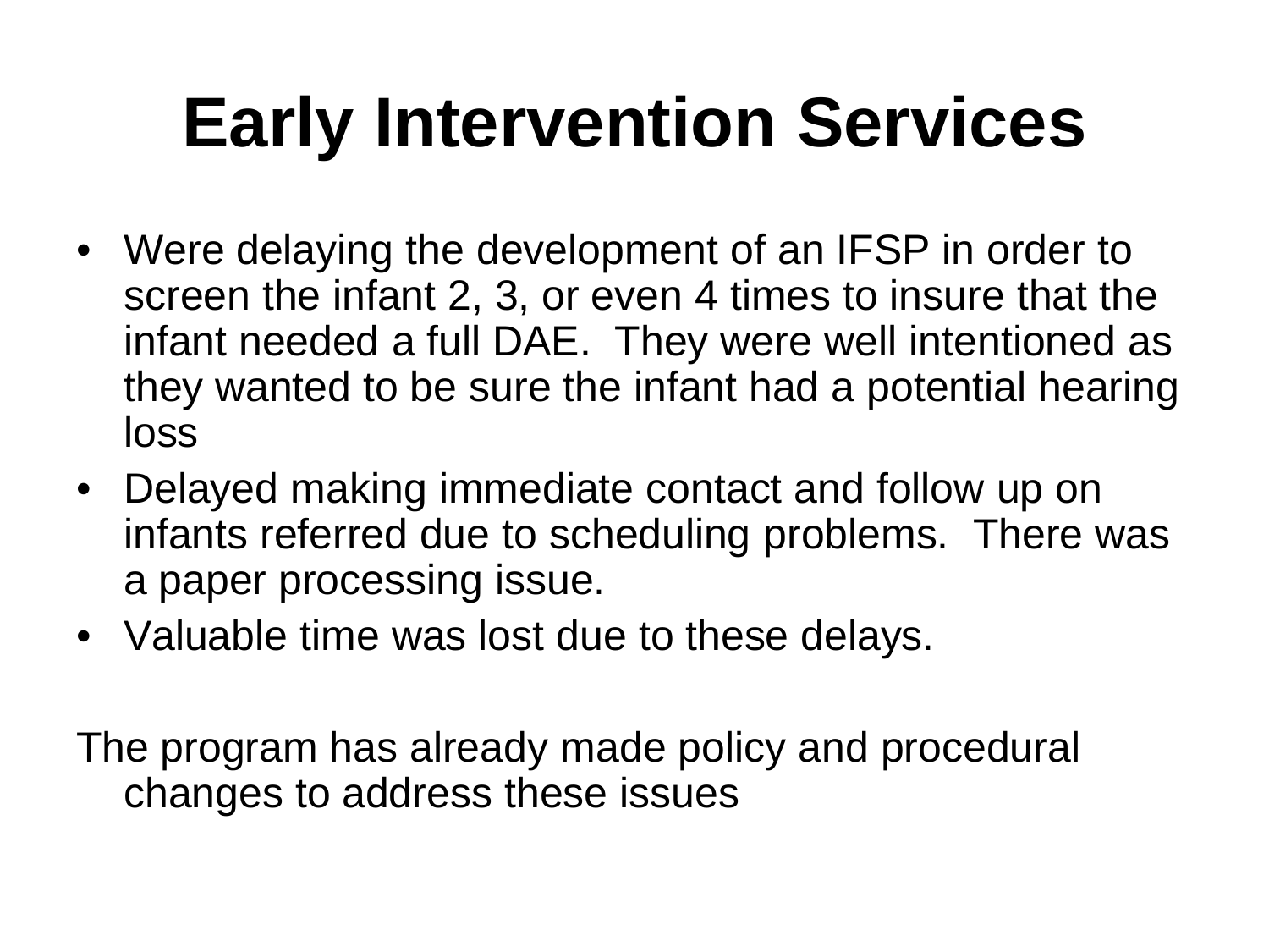# Early Intervention Services

- Were delaying the development of an IFSP in order to screen the infant 2, 3, or even 4 times to insure that the infant needed a full DAE. They were well intentioned as they wanted to be sure the infant had a potential hearing loss
- Delayed making immediate contact and follow up on infants referred due to scheduling problems. There was a paper processing issue.
- Valuable time was lost due to these delays.

The program has already made policy and procedural changes to address these issues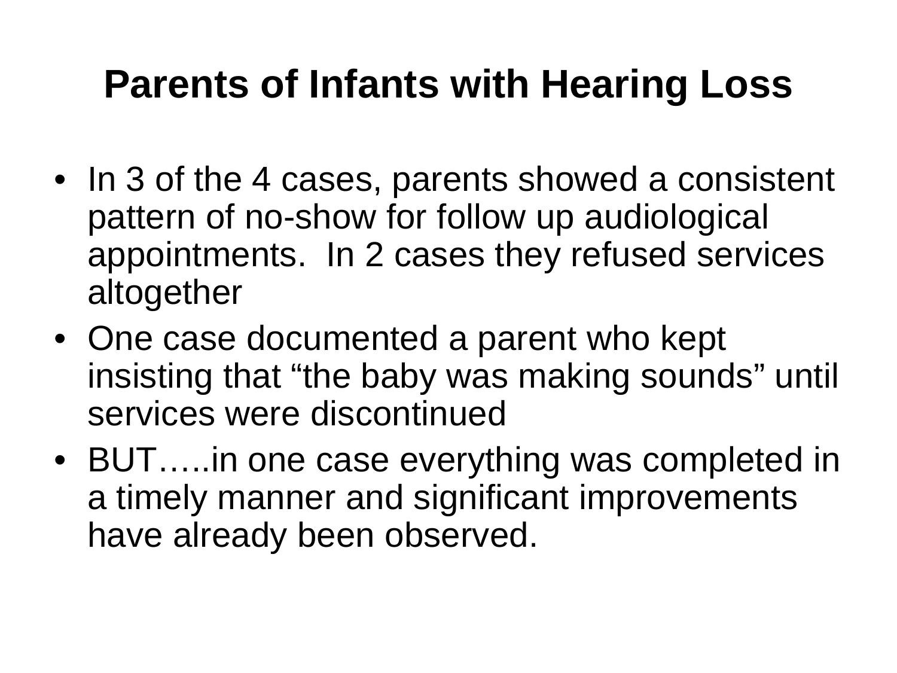# Parents of Infants with Hearing Loss

- In 3 of the 4 cases, parents showed a consistent pattern of no-show for follow up audiological appointments. In 2 cases they refused services altogether
- One case documented a parent who kept insisting that “the baby was making sounds” until services were discontinued
- BUT…..in one case everything was completed in a timely manner and significant improvements have already been observed.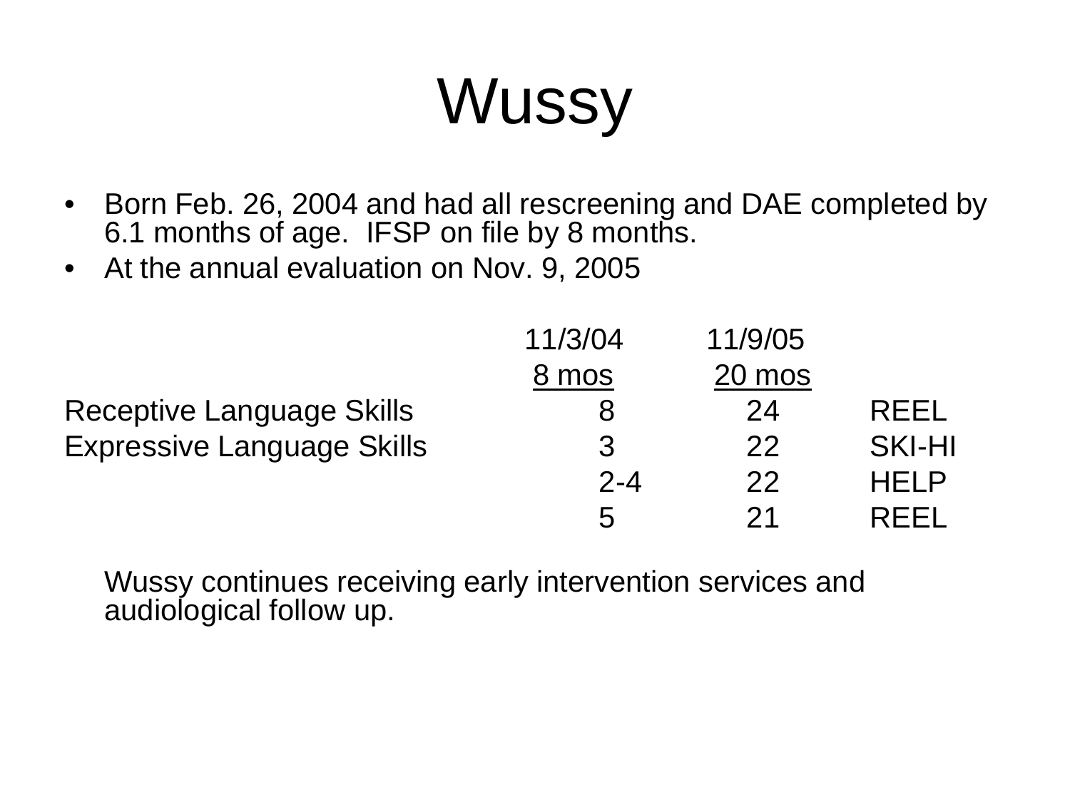# Wussy

- Born Feb. 26, 2004 and had all rescreening and DAE completed by 6.1 months of age. IFSP on file by 8 months.
- At the annual evaluation on Nov. 9, 2005

| | 11/3/04<br>8 mos | 11/9/05<br>20 mos | |
|---|---|---|---|
| Receptive Language Skills | 8 | 24 | REEL |
| Expressive Language Skills | 3 | 22 | SKI-HI |
| | 2-4 | 22 | HELP |
| | 5 | 21 | REEL |

Wussy continues receiving early intervention services and audiological follow up.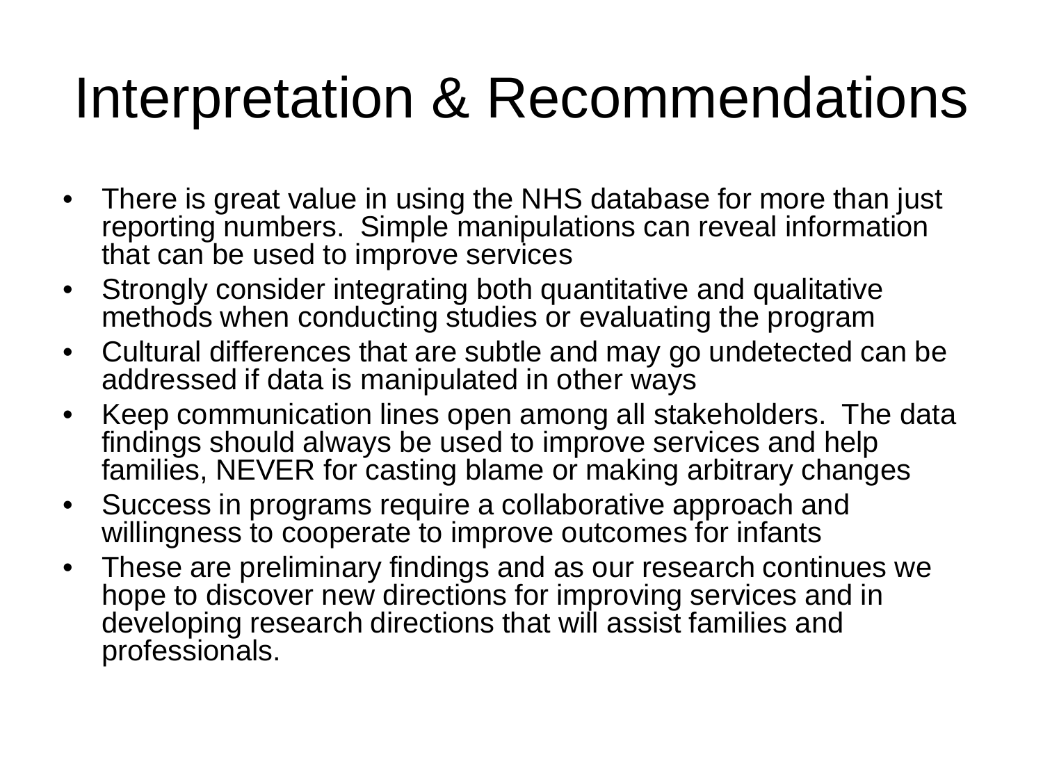# Interpretation & Recommendations

- There is great value in using the NHS database for more than just reporting numbers. Simple manipulations can reveal information that can be used to improve services
- Strongly consider integrating both quantitative and qualitative methods when conducting studies or evaluating the program
- Cultural differences that are subtle and may go undetected can be addressed if data is manipulated in other ways
- Keep communication lines open among all stakeholders. The data findings should always be used to improve services and help families, NEVER for casting blame or making arbitrary changes
- Success in programs require a collaborative approach and willingness to cooperate to improve outcomes for infants
- These are preliminary findings and as our research continues we hope to discover new directions for improving services and in developing research directions that will assist families and professionals.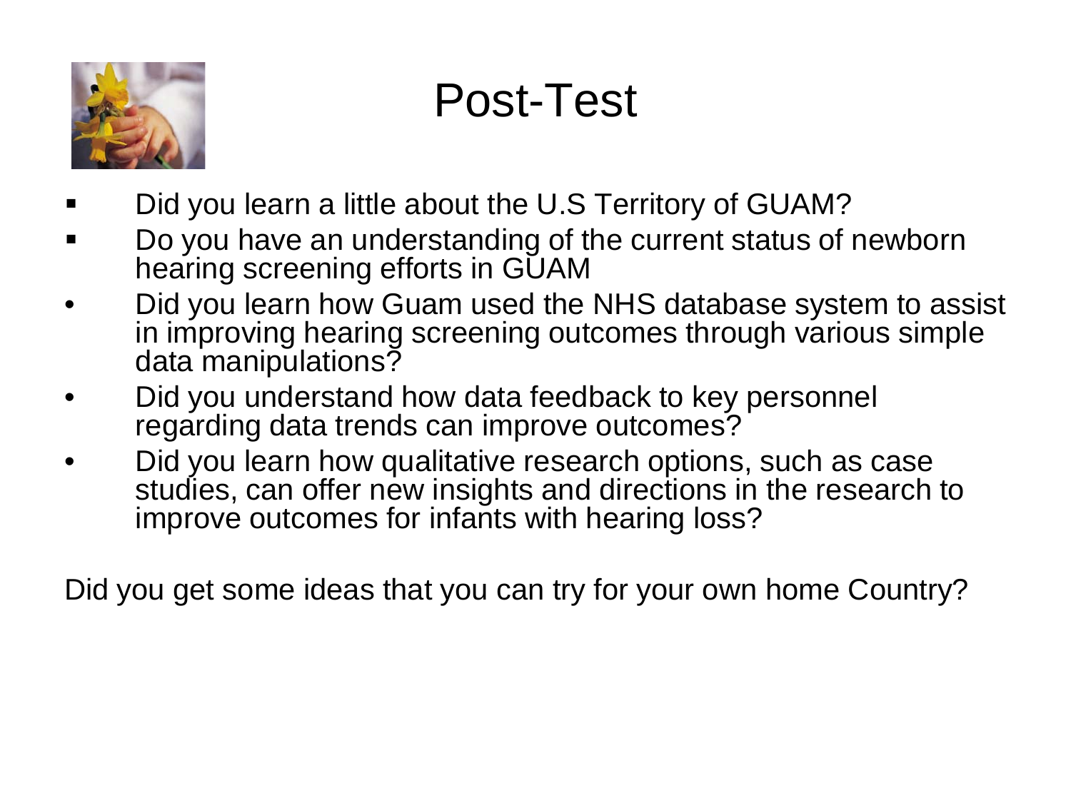# Post-Test

- Did you learn a little about the U.S Territory of GUAM?
- Do you have an understanding of the current status of newborn hearing screening efforts in GUAM
- Did you learn how Guam used the NHS database system to assist in improving hearing screening outcomes through various simple data manipulations?
- Did you understand how data feedback to key personnel regarding data trends can improve outcomes?
- Did you learn how qualitative research options, such as case studies, can offer new insights and directions in the research to improve outcomes for infants with hearing loss?

Did you get some ideas that you can try for your own home Country?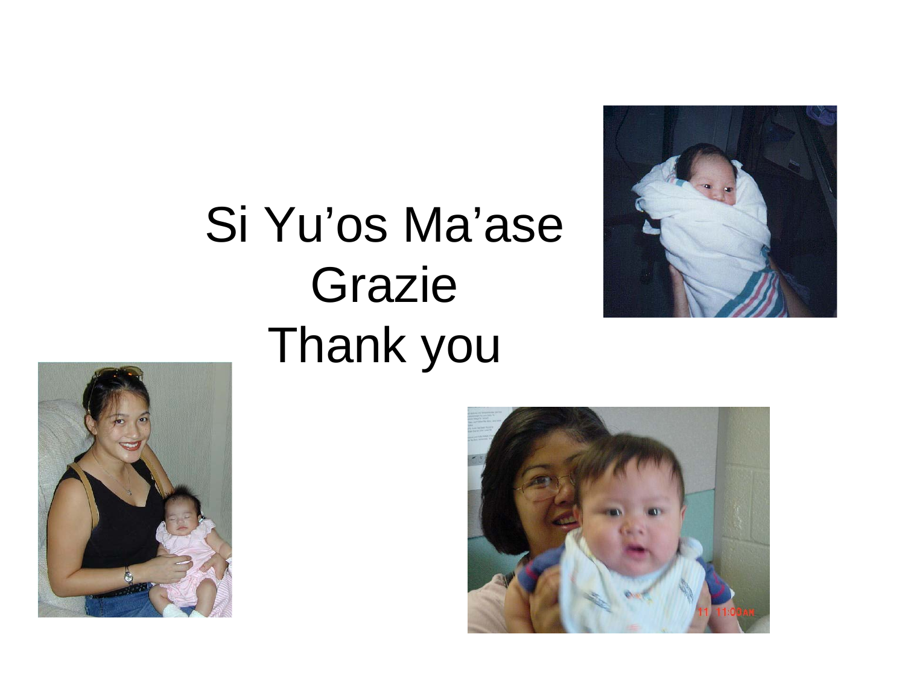Si Yu'os Ma'ase

Grazie

Thank you